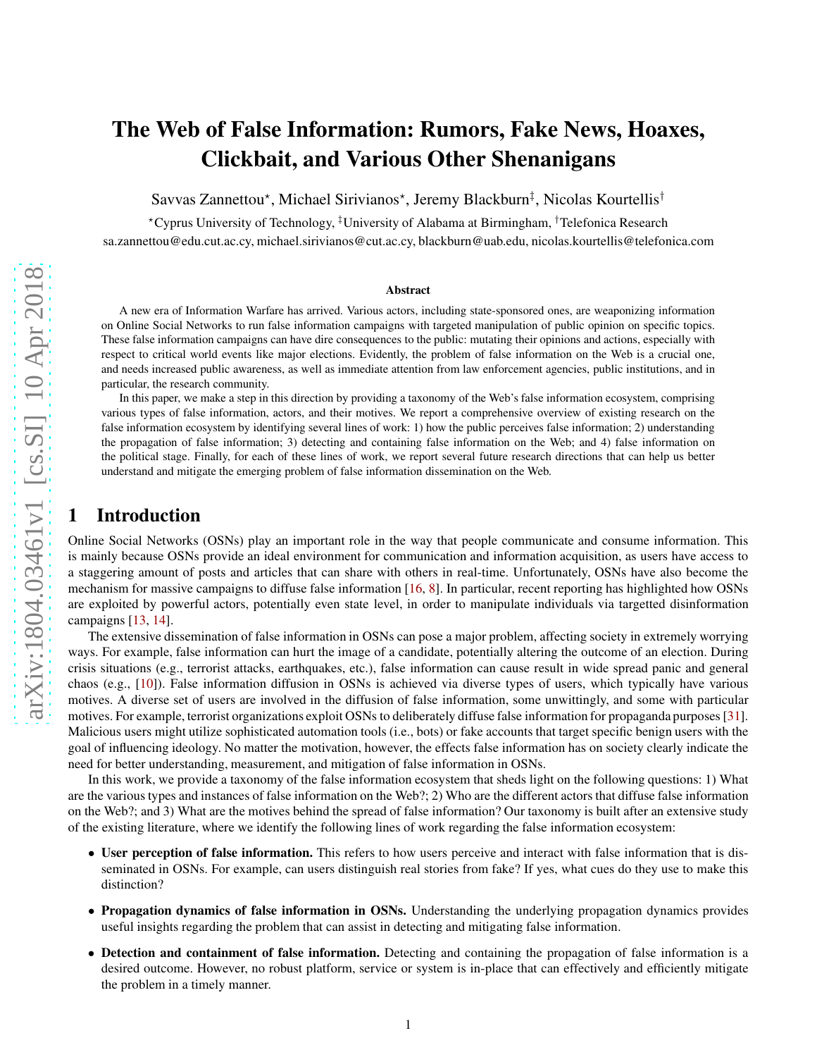# The Web of False Information: Rumors, Fake News, Hoaxes, Clickbait, and Various Other Shenanigans

Savvas Zannettou[⋆], Michael Sirivianos[⋆], Jeremy Blackburn[‡], Nicolas Kourtellis[†]

[⋆]Cyprus University of Technology, [‡]University of Alabama at Birmingham, [†]Telefonica Research

sa.zannettou@edu.cut.ac.cy, michael.sirivianos@cut.ac.cy, blackburn@uab.edu, nicolas.kourtellis@telefonica.com

## Abstract

A new era of Information Warfare has arrived. Various actors, including state-sponsored ones, are weaponizing information on Online Social Networks to run false information campaigns with targeted manipulation of public opinion on specific topics. These false information campaigns can have dire consequences to the public: mutating their opinions and actions, especially with respect to critical world events like major elections. Evidently, the problem of false information on the Web is a crucial one, and needs increased public awareness, as well as immediate attention from law enforcement agencies, public institutions, and in particular, the research community.

In this paper, we make a step in this direction by providing a taxonomy of the Web's false information ecosystem, comprising various types of false information, actors, and their motives. We report a comprehensive overview of existing research on the false information ecosystem by identifying several lines of work: 1) how the public perceives false information; 2) understanding the propagation of false information; 3) detecting and containing false information on the Web; and 4) false information on the political stage. Finally, for each of these lines of work, we report several future research directions that can help us better understand and mitigate the emerging problem of false information dissemination on the Web.

## 1 Introduction

Online Social Networks (OSNs) play an important role in the way that people communicate and consume information. This is mainly because OSNs provide an ideal environment for communication and information acquisition, as users have access to a staggering amount of posts and articles that can share with others in real-time. Unfortunately, OSNs have also become the mechanism for massive campaigns to diffuse false information [16, 8]. In particular, recent reporting has highlighted how OSNs are exploited by powerful actors, potentially even state level, in order to manipulate individuals via targetted disinformation campaigns [13, 14].

The extensive dissemination of false information in OSNs can pose a major problem, affecting society in extremely worrying ways. For example, false information can hurt the image of a candidate, potentially altering the outcome of an election. During crisis situations (e.g., terrorist attacks, earthquakes, etc.), false information can cause result in wide spread panic and general chaos (e.g., [10]). False information diffusion in OSNs is achieved via diverse types of users, which typically have various motives. A diverse set of users are involved in the diffusion of false information, some unwittingly, and some with particular motives. For example, terrorist organizations exploit OSNs to deliberately diffuse false information for propaganda purposes [31]. Malicious users might utilize sophisticated automation tools (i.e., bots) or fake accounts that target specific benign users with the goal of influencing ideology. No matter the motivation, however, the effects false information has on society clearly indicate the need for better understanding, measurement, and mitigation of false information in OSNs.

In this work, we provide a taxonomy of the false information ecosystem that sheds light on the following questions: 1) What are the various types and instances of false information on the Web?; 2) Who are the different actors that diffuse false information on the Web?; and 3) What are the motives behind the spread of false information? Our taxonomy is built after an extensive study of the existing literature, where we identify the following lines of work regarding the false information ecosystem:

- **User perception of false information.** This refers to how users perceive and interact with false information that is disseminated in OSNs. For example, can users distinguish real stories from fake? If yes, what cues do they use to make this distinction?
- **Propagation dynamics of false information in OSNs.** Understanding the underlying propagation dynamics provides useful insights regarding the problem that can assist in detecting and mitigating false information.
- **Detection and containment of false information.** Detecting and containing the propagation of false information is a desired outcome. However, no robust platform, service or system is in-place that can effectively and efficiently mitigate the problem in a timely manner.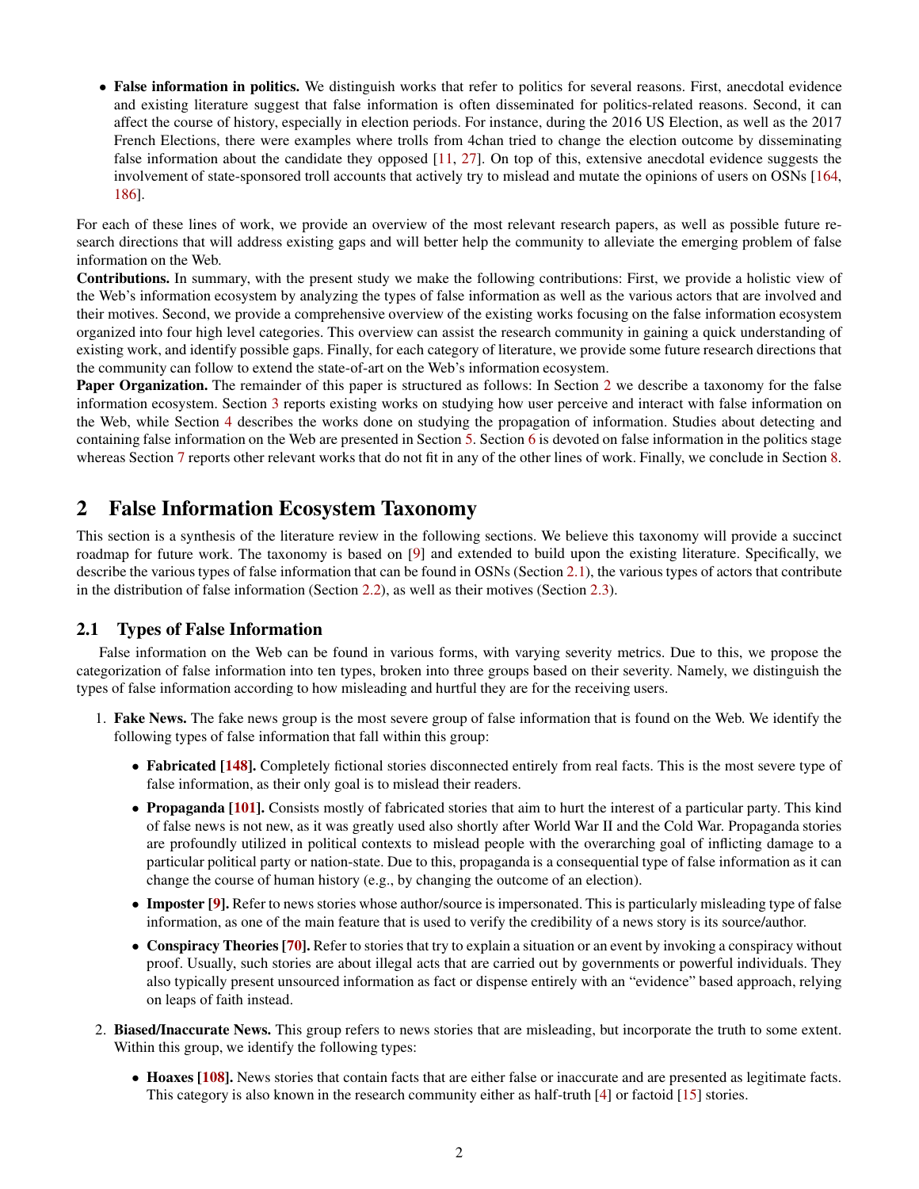- **False information in politics.** We distinguish works that refer to politics for several reasons. First, anecdotal evidence and existing literature suggest that false information is often disseminated for politics-related reasons. Second, it can affect the course of history, especially in election periods. For instance, during the 2016 US Election, as well as the 2017 French Elections, there were examples where trolls from 4chan tried to change the election outcome by disseminating false information about the candidate they opposed [11, 27]. On top of this, extensive anecdotal evidence suggests the involvement of state-sponsored troll accounts that actively try to mislead and mutate the opinions of users on OSNs [164, 186].

For each of these lines of work, we provide an overview of the most relevant research papers, as well as possible future research directions that will address existing gaps and will better help the community to alleviate the emerging problem of false information on the Web.

**Contributions.** In summary, with the present study we make the following contributions: First, we provide a holistic view of the Web's information ecosystem by analyzing the types of false information as well as the various actors that are involved and their motives. Second, we provide a comprehensive overview of the existing works focusing on the false information ecosystem organized into four high level categories. This overview can assist the research community in gaining a quick understanding of existing work, and identify possible gaps. Finally, for each category of literature, we provide some future research directions that the community can follow to extend the state-of-art on the Web's information ecosystem.

**Paper Organization.** The remainder of this paper is structured as follows: In Section 2 we describe a taxonomy for the false information ecosystem. Section 3 reports existing works on studying how user perceive and interact with false information on the Web, while Section 4 describes the works done on studying the propagation of information. Studies about detecting and containing false information on the Web are presented in Section 5. Section 6 is devoted on false information in the politics stage whereas Section 7 reports other relevant works that do not fit in any of the other lines of work. Finally, we conclude in Section 8.

## 2 False Information Ecosystem Taxonomy

This section is a synthesis of the literature review in the following sections. We believe this taxonomy will provide a succinct roadmap for future work. The taxonomy is based on [9] and extended to build upon the existing literature. Specifically, we describe the various types of false information that can be found in OSNs (Section 2.1), the various types of actors that contribute in the distribution of false information (Section 2.2), as well as their motives (Section 2.3).

### 2.1 Types of False Information

False information on the Web can be found in various forms, with varying severity metrics. Due to this, we propose the categorization of false information into ten types, broken into three groups based on their severity. Namely, we distinguish the types of false information according to how misleading and hurtful they are for the receiving users.

1. **Fake News.** The fake news group is the most severe group of false information that is found on the Web. We identify the following types of false information that fall within this group:

   - **Fabricated [148].** Completely fictional stories disconnected entirely from real facts. This is the most severe type of false information, as their only goal is to mislead their readers.
   - **Propaganda [101].** Consists mostly of fabricated stories that aim to hurt the interest of a particular party. This kind of false news is not new, as it was greatly used also shortly after World War II and the Cold War. Propaganda stories are profoundly utilized in political contexts to mislead people with the overarching goal of inflicting damage to a particular political party or nation-state. Due to this, propaganda is a consequential type of false information as it can change the course of human history (e.g., by changing the outcome of an election).
   - **Imposter [9].** Refer to news stories whose author/source is impersonated. This is particularly misleading type of false information, as one of the main feature that is used to verify the credibility of a news story is its source/author.
   - **Conspiracy Theories [70].** Refer to stories that try to explain a situation or an event by invoking a conspiracy without proof. Usually, such stories are about illegal acts that are carried out by governments or powerful individuals. They also typically present unsourced information as fact or dispense entirely with an "evidence" based approach, relying on leaps of faith instead.

2. **Biased/Inaccurate News.** This group refers to news stories that are misleading, but incorporate the truth to some extent. Within this group, we identify the following types:

   - **Hoaxes [108].** News stories that contain facts that are either false or inaccurate and are presented as legitimate facts. This category is also known in the research community either as half-truth [4] or factoid [15] stories.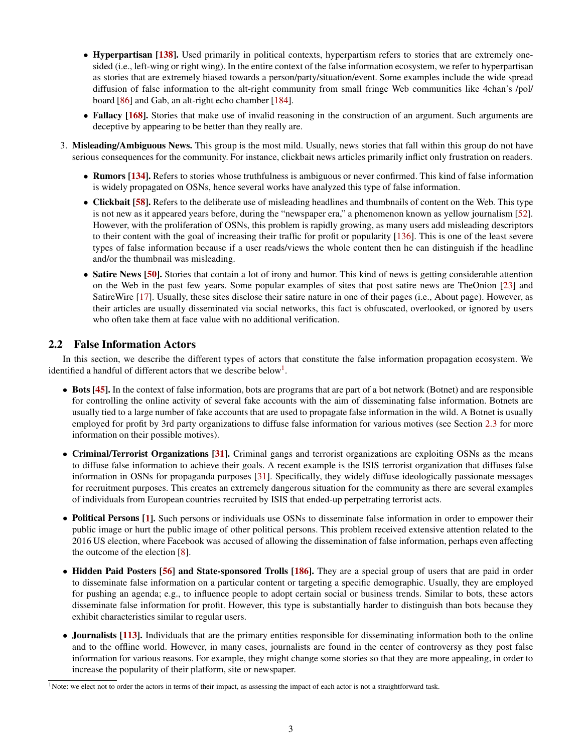- **Hyperpartisan [138].** Used primarily in political contexts, hyperpartism refers to stories that are extremely one-sided (i.e., left-wing or right wing). In the entire context of the false information ecosystem, we refer to hyperpartisan as stories that are extremely biased towards a person/party/situation/event. Some examples include the wide spread diffusion of false information to the alt-right community from small fringe Web communities like 4chan's /pol/ board [86] and Gab, an alt-right echo chamber [184].
- **Fallacy [168].** Stories that make use of invalid reasoning in the construction of an argument. Such arguments are deceptive by appearing to be better than they really are.

3. **Misleading/Ambiguous News.** This group is the most mild. Usually, news stories that fall within this group do not have serious consequences for the community. For instance, clickbait news articles primarily inflict only frustration on readers.

   - **Rumors [134].** Refers to stories whose truthfulness is ambiguous or never confirmed. This kind of false information is widely propagated on OSNs, hence several works have analyzed this type of false information.
   - **Clickbait [58].** Refers to the deliberate use of misleading headlines and thumbnails of content on the Web. This type is not new as it appeared years before, during the "newspaper era," a phenomenon known as yellow journalism [52]. However, with the proliferation of OSNs, this problem is rapidly growing, as many users add misleading descriptors to their content with the goal of increasing their traffic for profit or popularity [136]. This is one of the least severe types of false information because if a user reads/views the whole content then he can distinguish if the headline and/or the thumbnail was misleading.
   - **Satire News [50].** Stories that contain a lot of irony and humor. This kind of news is getting considerable attention on the Web in the past few years. Some popular examples of sites that post satire news are TheOnion [23] and SatireWire [17]. Usually, these sites disclose their satire nature in one of their pages (i.e., About page). However, as their articles are usually disseminated via social networks, this fact is obfuscated, overlooked, or ignored by users who often take them at face value with no additional verification.

## 2.2 False Information Actors

In this section, we describe the different types of actors that constitute the false information propagation ecosystem. We identified a handful of different actors that we describe below[1].

- **Bots [45].** In the context of false information, bots are programs that are part of a bot network (Botnet) and are responsible for controlling the online activity of several fake accounts with the aim of disseminating false information. Botnets are usually tied to a large number of fake accounts that are used to propagate false information in the wild. A Botnet is usually employed for profit by 3rd party organizations to diffuse false information for various motives (see Section 2.3 for more information on their possible motives).
- **Criminal/Terrorist Organizations [31].** Criminal gangs and terrorist organizations are exploiting OSNs as the means to diffuse false information to achieve their goals. A recent example is the ISIS terrorist organization that diffuses false information in OSNs for propaganda purposes [31]. Specifically, they widely diffuse ideologically passionate messages for recruitment purposes. This creates an extremely dangerous situation for the community as there are several examples of individuals from European countries recruited by ISIS that ended-up perpetrating terrorist acts.
- **Political Persons [1].** Such persons or individuals use OSNs to disseminate false information in order to empower their public image or hurt the public image of other political persons. This problem received extensive attention related to the 2016 US election, where Facebook was accused of allowing the dissemination of false information, perhaps even affecting the outcome of the election [8].
- **Hidden Paid Posters [56] and State-sponsored Trolls [186].** They are a special group of users that are paid in order to disseminate false information on a particular content or targeting a specific demographic. Usually, they are employed for pushing an agenda; e.g., to influence people to adopt certain social or business trends. Similar to bots, these actors disseminate false information for profit. However, this type is substantially harder to distinguish than bots because they exhibit characteristics similar to regular users.
- **Journalists [113].** Individuals that are the primary entities responsible for disseminating information both to the online and to the offline world. However, in many cases, journalists are found in the center of controversy as they post false information for various reasons. For example, they might change some stories so that they are more appealing, in order to increase the popularity of their platform, site or newspaper.

[1] Note: we elect not to order the actors in terms of their impact, as assessing the impact of each actor is not a straightforward task.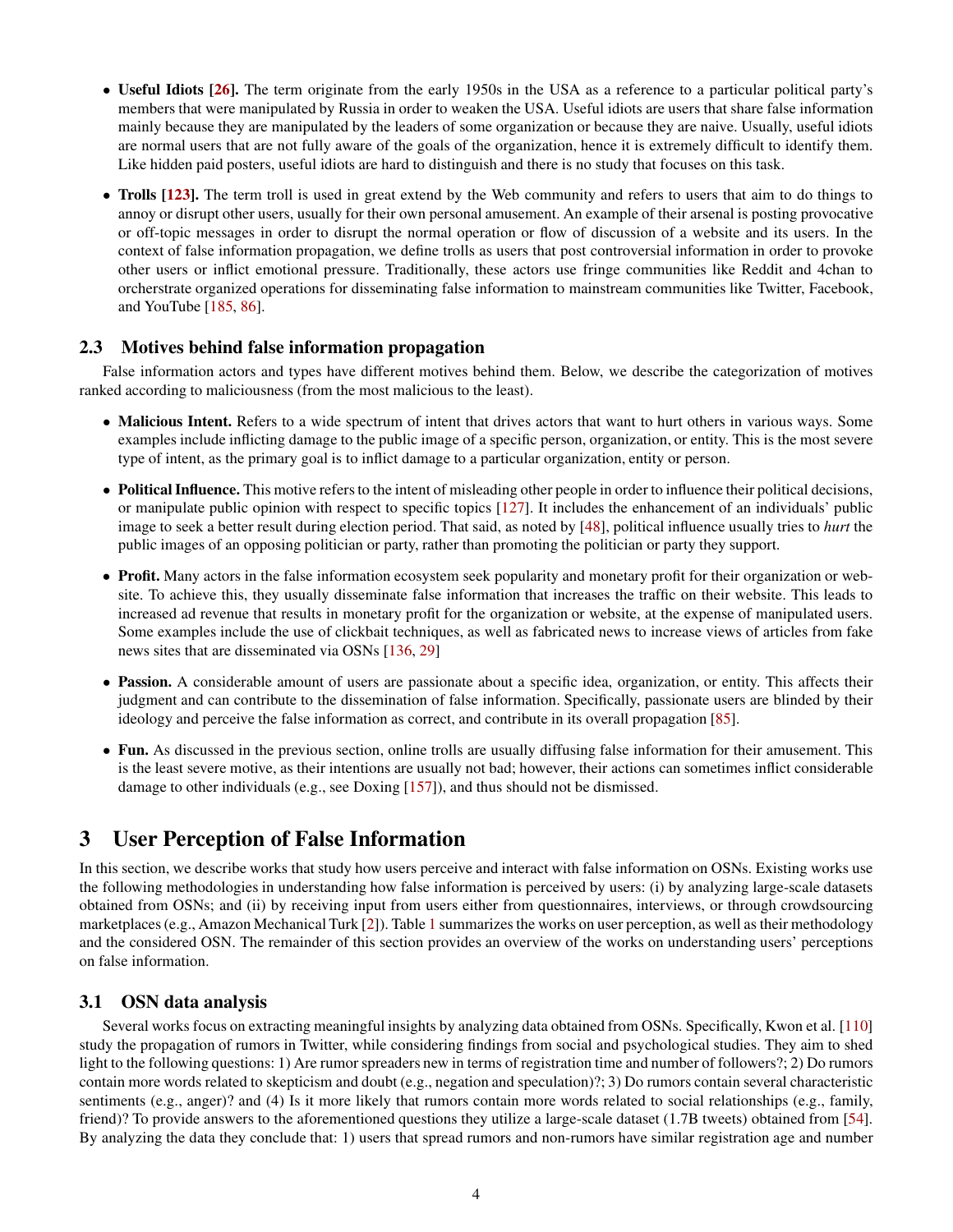- **Useful Idiots [26].** The term originate from the early 1950s in the USA as a reference to a particular political party's members that were manipulated by Russia in order to weaken the USA. Useful idiots are users that share false information mainly because they are manipulated by the leaders of some organization or because they are naive. Usually, useful idiots are normal users that are not fully aware of the goals of the organization, hence it is extremely difficult to identify them. Like hidden paid posters, useful idiots are hard to distinguish and there is no study that focuses on this task.

- **Trolls [123].** The term troll is used in great extend by the Web community and refers to users that aim to do things to annoy or disrupt other users, usually for their own personal amusement. An example of their arsenal is posting provocative or off-topic messages in order to disrupt the normal operation or flow of discussion of a website and its users. In the context of false information propagation, we define trolls as users that post controversial information in order to provoke other users or inflict emotional pressure. Traditionally, these actors use fringe communities like Reddit and 4chan to orcherstrate organized operations for disseminating false information to mainstream communities like Twitter, Facebook, and YouTube [185, 86].

## 2.3 Motives behind false information propagation

False information actors and types have different motives behind them. Below, we describe the categorization of motives ranked according to maliciousness (from the most malicious to the least).

- **Malicious Intent.** Refers to a wide spectrum of intent that drives actors that want to hurt others in various ways. Some examples include inflicting damage to the public image of a specific person, organization, or entity. This is the most severe type of intent, as the primary goal is to inflict damage to a particular organization, entity or person.

- **Political Influence.** This motive refers to the intent of misleading other people in order to influence their political decisions, or manipulate public opinion with respect to specific topics [127]. It includes the enhancement of an individuals' public image to seek a better result during election period. That said, as noted by [48], political influence usually tries to *hurt* the public images of an opposing politician or party, rather than promoting the politician or party they support.

- **Profit.** Many actors in the false information ecosystem seek popularity and monetary profit for their organization or website. To achieve this, they usually disseminate false information that increases the traffic on their website. This leads to increased ad revenue that results in monetary profit for the organization or website, at the expense of manipulated users. Some examples include the use of clickbait techniques, as well as fabricated news to increase views of articles from fake news sites that are disseminated via OSNs [136, 29]

- **Passion.** A considerable amount of users are passionate about a specific idea, organization, or entity. This affects their judgment and can contribute to the dissemination of false information. Specifically, passionate users are blinded by their ideology and perceive the false information as correct, and contribute in its overall propagation [85].

- **Fun.** As discussed in the previous section, online trolls are usually diffusing false information for their amusement. This is the least severe motive, as their intentions are usually not bad; however, their actions can sometimes inflict considerable damage to other individuals (e.g., see Doxing [157]), and thus should not be dismissed.

# 3 User Perception of False Information

In this section, we describe works that study how users perceive and interact with false information on OSNs. Existing works use the following methodologies in understanding how false information is perceived by users: (i) by analyzing large-scale datasets obtained from OSNs; and (ii) by receiving input from users either from questionnaires, interviews, or through crowdsourcing marketplaces (e.g., Amazon Mechanical Turk [2]). Table 1 summarizes the works on user perception, as well as their methodology and the considered OSN. The remainder of this section provides an overview of the works on understanding users' perceptions on false information.

## 3.1 OSN data analysis

Several works focus on extracting meaningful insights by analyzing data obtained from OSNs. Specifically, Kwon et al. [110] study the propagation of rumors in Twitter, while considering findings from social and psychological studies. They aim to shed light to the following questions: 1) Are rumor spreaders new in terms of registration time and number of followers?; 2) Do rumors contain more words related to skepticism and doubt (e.g., negation and speculation)?; 3) Do rumors contain several characteristic sentiments (e.g., anger)? and (4) Is it more likely that rumors contain more words related to social relationships (e.g., family, friend)? To provide answers to the aforementioned questions they utilize a large-scale dataset (1.7B tweets) obtained from [54]. By analyzing the data they conclude that: 1) users that spread rumors and non-rumors have similar registration age and number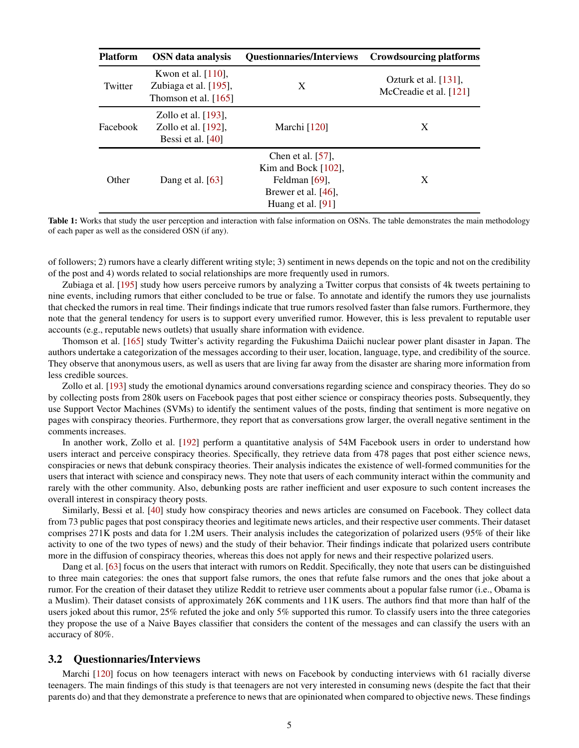| Platform | OSN data analysis | Questionnaries/Interviews | Crowdsourcing platforms |
|---|---|---|---|
| Twitter | Kwon et al. [110], Zubiaga et al. [195], Thomson et al. [165] | X | Ozturk et al. [131], McCreadie et al. [121] |
| Facebook | Zollo et al. [193], Zollo et al. [192], Bessi et al. [40] | Marchi [120] | X |
| Other | Dang et al. [63] | Chen et al. [57], Kim and Bock [102], Feldman [69], Brewer et al. [46], Huang et al. [91] | X |

**Table 1:** Works that study the user perception and interaction with false information on OSNs. The table demonstrates the main methodology of each paper as well as the considered OSN (if any).

of followers; 2) rumors have a clearly different writing style; 3) sentiment in news depends on the topic and not on the credibility of the post and 4) words related to social relationships are more frequently used in rumors.

Zubiaga et al. [195] study how users perceive rumors by analyzing a Twitter corpus that consists of 4k tweets pertaining to nine events, including rumors that either concluded to be true or false. To annotate and identify the rumors they use journalists that checked the rumors in real time. Their findings indicate that true rumors resolved faster than false rumors. Furthermore, they note that the general tendency for users is to support every unverified rumor. However, this is less prevalent to reputable user accounts (e.g., reputable news outlets) that usually share information with evidence.

Thomson et al. [165] study Twitter's activity regarding the Fukushima Daiichi nuclear power plant disaster in Japan. The authors undertake a categorization of the messages according to their user, location, language, type, and credibility of the source. They observe that anonymous users, as well as users that are living far away from the disaster are sharing more information from less credible sources.

Zollo et al. [193] study the emotional dynamics around conversations regarding science and conspiracy theories. They do so by collecting posts from 280k users on Facebook pages that post either science or conspiracy theories posts. Subsequently, they use Support Vector Machines (SVMs) to identify the sentiment values of the posts, finding that sentiment is more negative on pages with conspiracy theories. Furthermore, they report that as conversations grow larger, the overall negative sentiment in the comments increases.

In another work, Zollo et al. [192] perform a quantitative analysis of 54M Facebook users in order to understand how users interact and perceive conspiracy theories. Specifically, they retrieve data from 478 pages that post either science news, conspiracies or news that debunk conspiracy theories. Their analysis indicates the existence of well-formed communities for the users that interact with science and conspiracy news. They note that users of each community interact within the community and rarely with the other community. Also, debunking posts are rather inefficient and user exposure to such content increases the overall interest in conspiracy theory posts.

Similarly, Bessi et al. [40] study how conspiracy theories and news articles are consumed on Facebook. They collect data from 73 public pages that post conspiracy theories and legitimate news articles, and their respective user comments. Their dataset comprises 271K posts and data for 1.2M users. Their analysis includes the categorization of polarized users (95% of their like activity to one of the two types of news) and the study of their behavior. Their findings indicate that polarized users contribute more in the diffusion of conspiracy theories, whereas this does not apply for news and their respective polarized users.

Dang et al. [63] focus on the users that interact with rumors on Reddit. Specifically, they note that users can be distinguished to three main categories: the ones that support false rumors, the ones that refute false rumors and the ones that joke about a rumor. For the creation of their dataset they utilize Reddit to retrieve user comments about a popular false rumor (i.e., Obama is a Muslim). Their dataset consists of approximately 26K comments and 11K users. The authors find that more than half of the users joked about this rumor, 25% refuted the joke and only 5% supported this rumor. To classify users into the three categories they propose the use of a Naive Bayes classifier that considers the content of the messages and can classify the users with an accuracy of 80%.

## 3.2 Questionnaries/Interviews

Marchi [120] focus on how teenagers interact with news on Facebook by conducting interviews with 61 racially diverse teenagers. The main findings of this study is that teenagers are not very interested in consuming news (despite the fact that their parents do) and that they demonstrate a preference to news that are opinionated when compared to objective news. These findings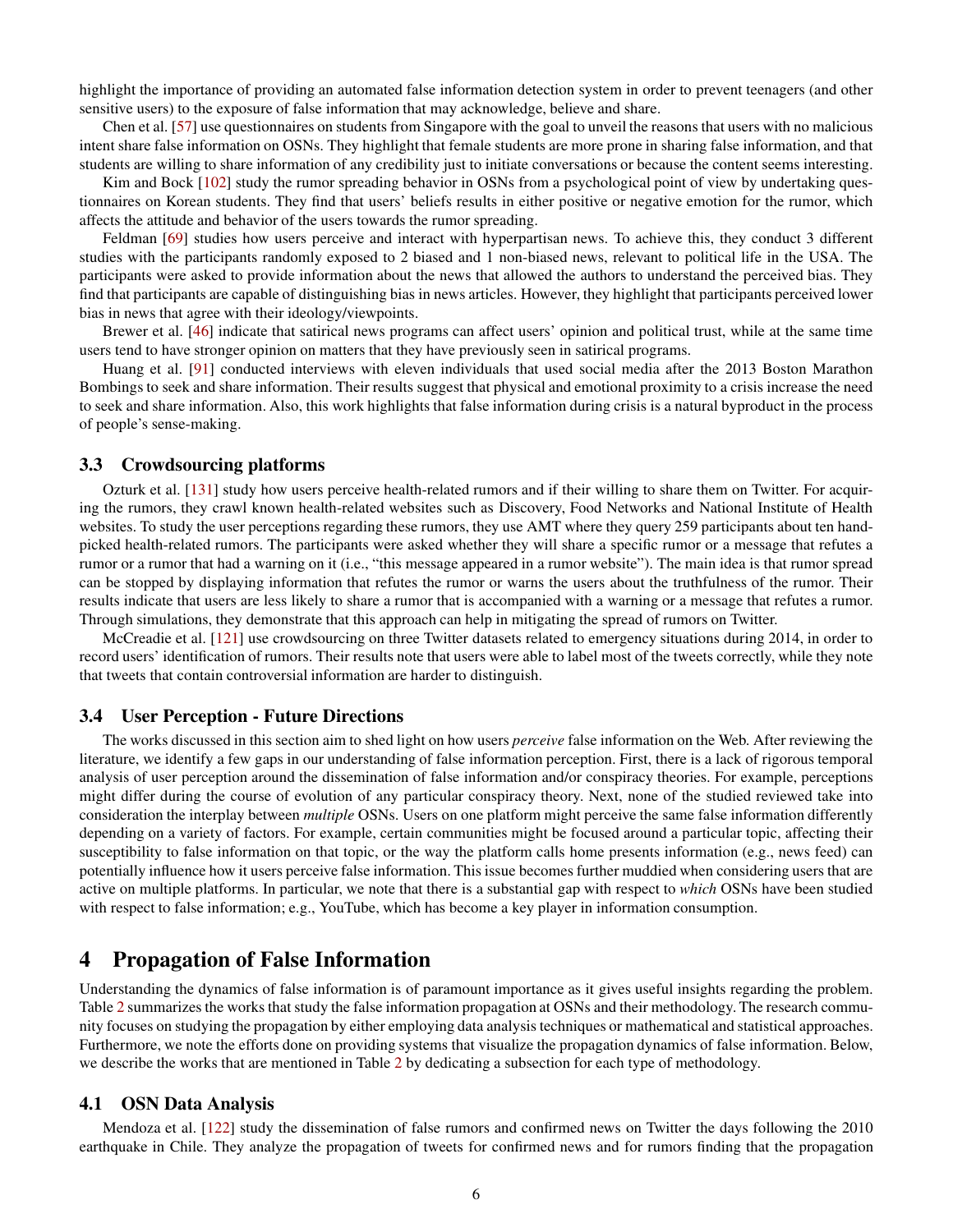highlight the importance of providing an automated false information detection system in order to prevent teenagers (and other sensitive users) to the exposure of false information that may acknowledge, believe and share.

Chen et al. [57] use questionnaires on students from Singapore with the goal to unveil the reasons that users with no malicious intent share false information on OSNs. They highlight that female students are more prone in sharing false information, and that students are willing to share information of any credibility just to initiate conversations or because the content seems interesting.

Kim and Bock [102] study the rumor spreading behavior in OSNs from a psychological point of view by undertaking questionnaires on Korean students. They find that users' beliefs results in either positive or negative emotion for the rumor, which affects the attitude and behavior of the users towards the rumor spreading.

Feldman [69] studies how users perceive and interact with hyperpartisan news. To achieve this, they conduct 3 different studies with the participants randomly exposed to 2 biased and 1 non-biased news, relevant to political life in the USA. The participants were asked to provide information about the news that allowed the authors to understand the perceived bias. They find that participants are capable of distinguishing bias in news articles. However, they highlight that participants perceived lower bias in news that agree with their ideology/viewpoints.

Brewer et al. [46] indicate that satirical news programs can affect users' opinion and political trust, while at the same time users tend to have stronger opinion on matters that they have previously seen in satirical programs.

Huang et al. [91] conducted interviews with eleven individuals that used social media after the 2013 Boston Marathon Bombings to seek and share information. Their results suggest that physical and emotional proximity to a crisis increase the need to seek and share information. Also, this work highlights that false information during crisis is a natural byproduct in the process of people's sense-making.

### 3.3 Crowdsourcing platforms

Ozturk et al. [131] study how users perceive health-related rumors and if their willing to share them on Twitter. For acquiring the rumors, they crawl known health-related websites such as Discovery, Food Networks and National Institute of Health websites. To study the user perceptions regarding these rumors, they use AMT where they query 259 participants about ten handpicked health-related rumors. The participants were asked whether they will share a specific rumor or a message that refutes a rumor or a rumor that had a warning on it (i.e., "this message appeared in a rumor website"). The main idea is that rumor spread can be stopped by displaying information that refutes the rumor or warns the users about the truthfulness of the rumor. Their results indicate that users are less likely to share a rumor that is accompanied with a warning or a message that refutes a rumor. Through simulations, they demonstrate that this approach can help in mitigating the spread of rumors on Twitter.

McCreadie et al. [121] use crowdsourcing on three Twitter datasets related to emergency situations during 2014, in order to record users' identification of rumors. Their results note that users were able to label most of the tweets correctly, while they note that tweets that contain controversial information are harder to distinguish.

### 3.4 User Perception - Future Directions

The works discussed in this section aim to shed light on how users *perceive* false information on the Web. After reviewing the literature, we identify a few gaps in our understanding of false information perception. First, there is a lack of rigorous temporal analysis of user perception around the dissemination of false information and/or conspiracy theories. For example, perceptions might differ during the course of evolution of any particular conspiracy theory. Next, none of the studied reviewed take into consideration the interplay between *multiple* OSNs. Users on one platform might perceive the same false information differently depending on a variety of factors. For example, certain communities might be focused around a particular topic, affecting their susceptibility to false information on that topic, or the way the platform calls home presents information (e.g., news feed) can potentially influence how it users perceive false information. This issue becomes further muddied when considering users that are active on multiple platforms. In particular, we note that there is a substantial gap with respect to *which* OSNs have been studied with respect to false information; e.g., YouTube, which has become a key player in information consumption.

## 4 Propagation of False Information

Understanding the dynamics of false information is of paramount importance as it gives useful insights regarding the problem. Table 2 summarizes the works that study the false information propagation at OSNs and their methodology. The research community focuses on studying the propagation by either employing data analysis techniques or mathematical and statistical approaches. Furthermore, we note the efforts done on providing systems that visualize the propagation dynamics of false information. Below, we describe the works that are mentioned in Table 2 by dedicating a subsection for each type of methodology.

### 4.1 OSN Data Analysis

Mendoza et al. [122] study the dissemination of false rumors and confirmed news on Twitter the days following the 2010 earthquake in Chile. They analyze the propagation of tweets for confirmed news and for rumors finding that the propagation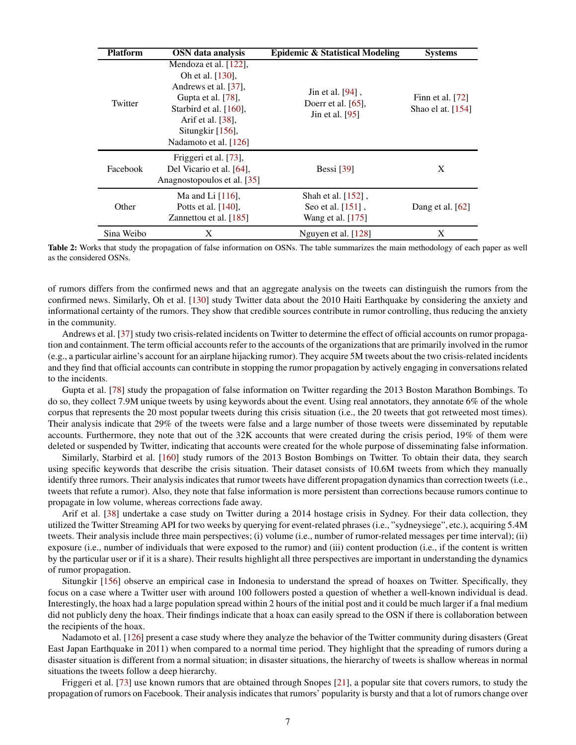| Platform | OSN data analysis | Epidemic & Statistical Modeling | Systems |
|---|---|---|---|
| Twitter | Mendoza et al. [122], Oh et al. [130], Andrews et al. [37], Gupta et al. [78], Starbird et al. [160], Arif et al. [38], Situngkir [156], Nadamoto et al. [126] | Jin et al. [94] , Doerr et al. [65], Jin et al. [95] | Finn et al. [72] Shao el at. [154] |
| Facebook | Friggeri et al. [73], Del Vicario et al. [64], Anagnostopoulos et al. [35] | Bessi [39] | X |
| Other | Ma and Li [116], Potts et al. [140], Zannettou et al. [185] | Shah et al. [152] , Seo et al. [151] , Wang et al. [175] | Dang et al. [62] |
| Sina Weibo | X | Nguyen et al. [128] | X |

**Table 2:** Works that study the propagation of false information on OSNs. The table summarizes the main methodology of each paper as well as the considered OSNs.

of rumors differs from the confirmed news and that an aggregate analysis on the tweets can distinguish the rumors from the confirmed news. Similarly, Oh et al. [130] study Twitter data about the 2010 Haiti Earthquake by considering the anxiety and informational certainty of the rumors. They show that credible sources contribute in rumor controlling, thus reducing the anxiety in the community.

Andrews et al. [37] study two crisis-related incidents on Twitter to determine the effect of official accounts on rumor propagation and containment. The term official accounts refer to the accounts of the organizations that are primarily involved in the rumor (e.g., a particular airline's account for an airplane hijacking rumor). They acquire 5M tweets about the two crisis-related incidents and they find that official accounts can contribute in stopping the rumor propagation by actively engaging in conversations related to the incidents.

Gupta et al. [78] study the propagation of false information on Twitter regarding the 2013 Boston Marathon Bombings. To do so, they collect 7.9M unique tweets by using keywords about the event. Using real annotators, they annotate 6% of the whole corpus that represents the 20 most popular tweets during this crisis situation (i.e., the 20 tweets that got retweeted most times). Their analysis indicate that 29% of the tweets were false and a large number of those tweets were disseminated by reputable accounts. Furthermore, they note that out of the 32K accounts that were created during the crisis period, 19% of them were deleted or suspended by Twitter, indicating that accounts were created for the whole purpose of disseminating false information.

Similarly, Starbird et al. [160] study rumors of the 2013 Boston Bombings on Twitter. To obtain their data, they search using specific keywords that describe the crisis situation. Their dataset consists of 10.6M tweets from which they manually identify three rumors. Their analysis indicates that rumor tweets have different propagation dynamics than correction tweets (i.e., tweets that refute a rumor). Also, they note that false information is more persistent than corrections because rumors continue to propagate in low volume, whereas corrections fade away.

Arif et al. [38] undertake a case study on Twitter during a 2014 hostage crisis in Sydney. For their data collection, they utilized the Twitter Streaming API for two weeks by querying for event-related phrases (i.e., "sydneysiege", etc.), acquiring 5.4M tweets. Their analysis include three main perspectives; (i) volume (i.e., number of rumor-related messages per time interval); (ii) exposure (i.e., number of individuals that were exposed to the rumor) and (iii) content production (i.e., if the content is written by the particular user or if it is a share). Their results highlight all three perspectives are important in understanding the dynamics of rumor propagation.

Situngkir [156] observe an empirical case in Indonesia to understand the spread of hoaxes on Twitter. Specifically, they focus on a case where a Twitter user with around 100 followers posted a question of whether a well-known individual is dead. Interestingly, the hoax had a large population spread within 2 hours of the initial post and it could be much larger if a fnal medium did not publicly deny the hoax. Their findings indicate that a hoax can easily spread to the OSN if there is collaboration between the recipients of the hoax.

Nadamoto et al. [126] present a case study where they analyze the behavior of the Twitter community during disasters (Great East Japan Earthquake in 2011) when compared to a normal time period. They highlight that the spreading of rumors during a disaster situation is different from a normal situation; in disaster situations, the hierarchy of tweets is shallow whereas in normal situations the tweets follow a deep hierarchy.

Friggeri et al. [73] use known rumors that are obtained through Snopes [21], a popular site that covers rumors, to study the propagation of rumors on Facebook. Their analysis indicates that rumors' popularity is bursty and that a lot of rumors change over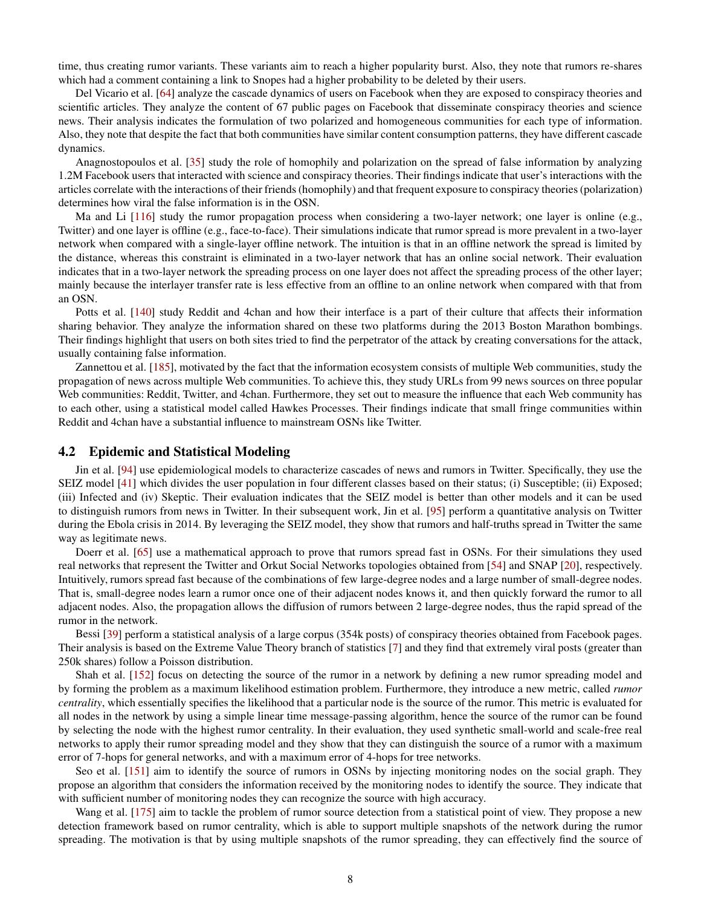time, thus creating rumor variants. These variants aim to reach a higher popularity burst. Also, they note that rumors re-shares which had a comment containing a link to Snopes had a higher probability to be deleted by their users.

Del Vicario et al. [64] analyze the cascade dynamics of users on Facebook when they are exposed to conspiracy theories and scientific articles. They analyze the content of 67 public pages on Facebook that disseminate conspiracy theories and science news. Their analysis indicates the formulation of two polarized and homogeneous communities for each type of information. Also, they note that despite the fact that both communities have similar content consumption patterns, they have different cascade dynamics.

Anagnostopoulos et al. [35] study the role of homophily and polarization on the spread of false information by analyzing 1.2M Facebook users that interacted with science and conspiracy theories. Their findings indicate that user's interactions with the articles correlate with the interactions of their friends (homophily) and that frequent exposure to conspiracy theories (polarization) determines how viral the false information is in the OSN.

Ma and Li [116] study the rumor propagation process when considering a two-layer network; one layer is online (e.g., Twitter) and one layer is offline (e.g., face-to-face). Their simulations indicate that rumor spread is more prevalent in a two-layer network when compared with a single-layer offline network. The intuition is that in an offline network the spread is limited by the distance, whereas this constraint is eliminated in a two-layer network that has an online social network. Their evaluation indicates that in a two-layer network the spreading process on one layer does not affect the spreading process of the other layer; mainly because the interlayer transfer rate is less effective from an offline to an online network when compared with that from an OSN.

Potts et al. [140] study Reddit and 4chan and how their interface is a part of their culture that affects their information sharing behavior. They analyze the information shared on these two platforms during the 2013 Boston Marathon bombings. Their findings highlight that users on both sites tried to find the perpetrator of the attack by creating conversations for the attack, usually containing false information.

Zannettou et al. [185], motivated by the fact that the information ecosystem consists of multiple Web communities, study the propagation of news across multiple Web communities. To achieve this, they study URLs from 99 news sources on three popular Web communities: Reddit, Twitter, and 4chan. Furthermore, they set out to measure the influence that each Web community has to each other, using a statistical model called Hawkes Processes. Their findings indicate that small fringe communities within Reddit and 4chan have a substantial influence to mainstream OSNs like Twitter.

### 4.2 Epidemic and Statistical Modeling

Jin et al. [94] use epidemiological models to characterize cascades of news and rumors in Twitter. Specifically, they use the SEIZ model [41] which divides the user population in four different classes based on their status; (i) Susceptible; (ii) Exposed; (iii) Infected and (iv) Skeptic. Their evaluation indicates that the SEIZ model is better than other models and it can be used to distinguish rumors from news in Twitter. In their subsequent work, Jin et al. [95] perform a quantitative analysis on Twitter during the Ebola crisis in 2014. By leveraging the SEIZ model, they show that rumors and half-truths spread in Twitter the same way as legitimate news.

Doerr et al. [65] use a mathematical approach to prove that rumors spread fast in OSNs. For their simulations they used real networks that represent the Twitter and Orkut Social Networks topologies obtained from [54] and SNAP [20], respectively. Intuitively, rumors spread fast because of the combinations of few large-degree nodes and a large number of small-degree nodes. That is, small-degree nodes learn a rumor once one of their adjacent nodes knows it, and then quickly forward the rumor to all adjacent nodes. Also, the propagation allows the diffusion of rumors between 2 large-degree nodes, thus the rapid spread of the rumor in the network.

Bessi [39] perform a statistical analysis of a large corpus (354k posts) of conspiracy theories obtained from Facebook pages. Their analysis is based on the Extreme Value Theory branch of statistics [7] and they find that extremely viral posts (greater than 250k shares) follow a Poisson distribution.

Shah et al. [152] focus on detecting the source of the rumor in a network by defining a new rumor spreading model and by forming the problem as a maximum likelihood estimation problem. Furthermore, they introduce a new metric, called *rumor centrality*, which essentially specifies the likelihood that a particular node is the source of the rumor. This metric is evaluated for all nodes in the network by using a simple linear time message-passing algorithm, hence the source of the rumor can be found by selecting the node with the highest rumor centrality. In their evaluation, they used synthetic small-world and scale-free real networks to apply their rumor spreading model and they show that they can distinguish the source of a rumor with a maximum error of 7-hops for general networks, and with a maximum error of 4-hops for tree networks.

Seo et al. [151] aim to identify the source of rumors in OSNs by injecting monitoring nodes on the social graph. They propose an algorithm that considers the information received by the monitoring nodes to identify the source. They indicate that with sufficient number of monitoring nodes they can recognize the source with high accuracy.

Wang et al. [175] aim to tackle the problem of rumor source detection from a statistical point of view. They propose a new detection framework based on rumor centrality, which is able to support multiple snapshots of the network during the rumor spreading. The motivation is that by using multiple snapshots of the rumor spreading, they can effectively find the source of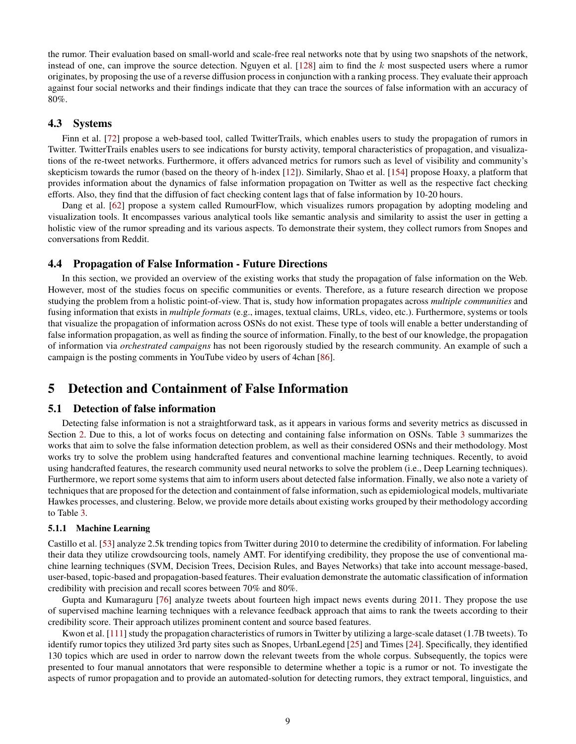the rumor. Their evaluation based on small-world and scale-free real networks note that by using two snapshots of the network, instead of one, can improve the source detection. Nguyen et al. [128] aim to find the $k$ most suspected users where a rumor originates, by proposing the use of a reverse diffusion process in conjunction with a ranking process. They evaluate their approach against four social networks and their findings indicate that they can trace the sources of false information with an accuracy of 80%.

### 4.3 Systems

Finn et al. [72] propose a web-based tool, called TwitterTrails, which enables users to study the propagation of rumors in Twitter. TwitterTrails enables users to see indications for bursty activity, temporal characteristics of propagation, and visualizations of the re-tweet networks. Furthermore, it offers advanced metrics for rumors such as level of visibility and community's skepticism towards the rumor (based on the theory of h-index [12]). Similarly, Shao et al. [154] propose Hoaxy, a platform that provides information about the dynamics of false information propagation on Twitter as well as the respective fact checking efforts. Also, they find that the diffusion of fact checking content lags that of false information by 10-20 hours.

Dang et al. [62] propose a system called RumourFlow, which visualizes rumors propagation by adopting modeling and visualization tools. It encompasses various analytical tools like semantic analysis and similarity to assist the user in getting a holistic view of the rumor spreading and its various aspects. To demonstrate their system, they collect rumors from Snopes and conversations from Reddit.

### 4.4 Propagation of False Information - Future Directions

In this section, we provided an overview of the existing works that study the propagation of false information on the Web. However, most of the studies focus on specific communities or events. Therefore, as a future research direction we propose studying the problem from a holistic point-of-view. That is, study how information propagates across *multiple communities* and fusing information that exists in *multiple formats* (e.g., images, textual claims, URLs, video, etc.). Furthermore, systems or tools that visualize the propagation of information across OSNs do not exist. These type of tools will enable a better understanding of false information propagation, as well as finding the source of information. Finally, to the best of our knowledge, the propagation of information via *orchestrated campaigns* has not been rigorously studied by the research community. An example of such a campaign is the posting comments in YouTube video by users of 4chan [86].

## 5 Detection and Containment of False Information

### 5.1 Detection of false information

Detecting false information is not a straightforward task, as it appears in various forms and severity metrics as discussed in Section 2. Due to this, a lot of works focus on detecting and containing false information on OSNs. Table 3 summarizes the works that aim to solve the false information detection problem, as well as their considered OSNs and their methodology. Most works try to solve the problem using handcrafted features and conventional machine learning techniques. Recently, to avoid using handcrafted features, the research community used neural networks to solve the problem (i.e., Deep Learning techniques). Furthermore, we report some systems that aim to inform users about detected false information. Finally, we also note a variety of techniques that are proposed for the detection and containment of false information, such as epidemiological models, multivariate Hawkes processes, and clustering. Below, we provide more details about existing works grouped by their methodology according to Table 3.

#### 5.1.1 Machine Learning

Castillo et al. [53] analyze 2.5k trending topics from Twitter during 2010 to determine the credibility of information. For labeling their data they utilize crowdsourcing tools, namely AMT. For identifying credibility, they propose the use of conventional machine learning techniques (SVM, Decision Trees, Decision Rules, and Bayes Networks) that take into account message-based, user-based, topic-based and propagation-based features. Their evaluation demonstrate the automatic classification of information credibility with precision and recall scores between 70% and 80%.

Gupta and Kumaraguru [76] analyze tweets about fourteen high impact news events during 2011. They propose the use of supervised machine learning techniques with a relevance feedback approach that aims to rank the tweets according to their credibility score. Their approach utilizes prominent content and source based features.

Kwon et al. [111] study the propagation characteristics of rumors in Twitter by utilizing a large-scale dataset (1.7B tweets). To identify rumor topics they utilized 3rd party sites such as Snopes, UrbanLegend [25] and Times [24]. Specifically, they identified 130 topics which are used in order to narrow down the relevant tweets from the whole corpus. Subsequently, the topics were presented to four manual annotators that were responsible to determine whether a topic is a rumor or not. To investigate the aspects of rumor propagation and to provide an automated-solution for detecting rumors, they extract temporal, linguistics, and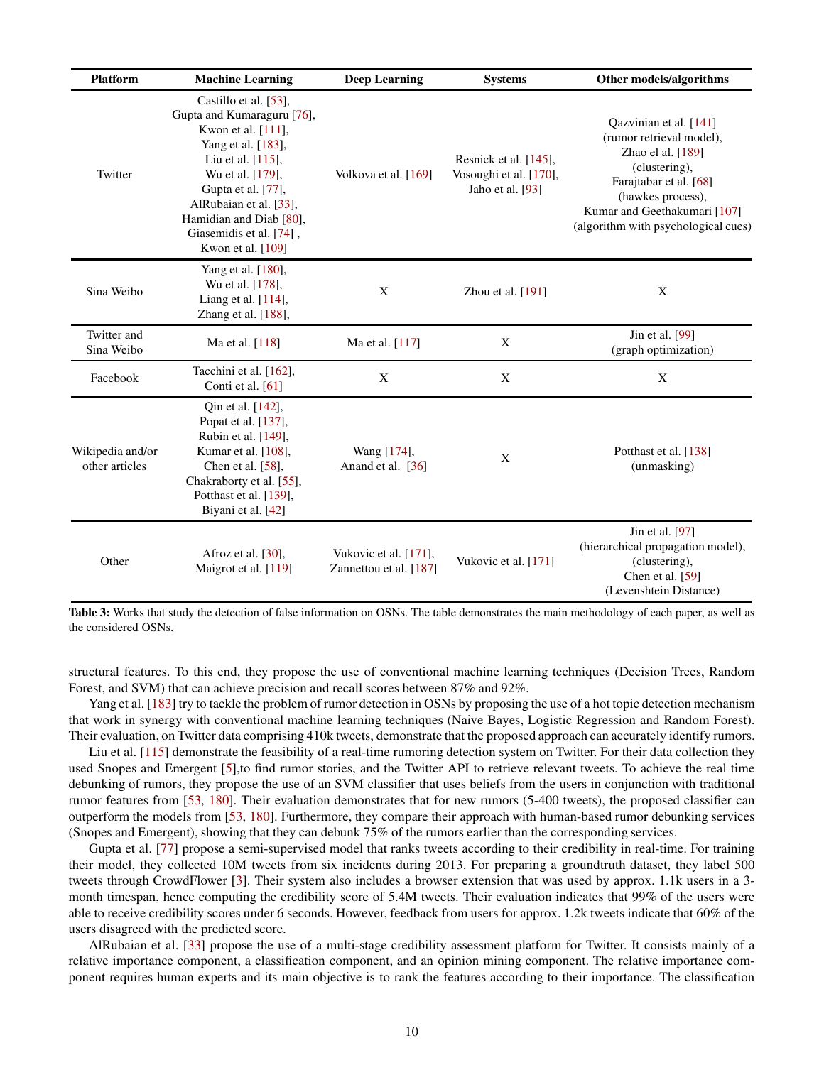| Platform | Machine Learning | Deep Learning | Systems | Other models/algorithms |
|---|---|---|---|---|
| Twitter | Castillo et al. [53], Gupta and Kumaraguru [76], Kwon et al. [111], Yang et al. [183], Liu et al. [115], Wu et al. [179], Gupta et al. [77], AlRubaian et al. [33], Hamidian and Diab [80], Giasemidis et al. [74] , Kwon et al. [109] | Volkova et al. [169] | Resnick et al. [145], Vosoughi et al. [170], Jaho et al. [93] | Qazvinian et al. [141] (rumor retrieval model), Zhao el al. [189] (clustering), Farajtabar et al. [68] (hawkes process), Kumar and Geethakumari [107] (algorithm with psychological cues) |
| Sina Weibo | Yang et al. [180], Wu et al. [178], Liang et al. [114], Zhang et al. [188], | X | Zhou et al. [191] | X |
| Twitter and Sina Weibo | Ma et al. [118] | Ma et al. [117] | X | Jin et al. [99] (graph optimization) |
| Facebook | Tacchini et al. [162], Conti et al. [61] | X | X | X |
| Wikipedia and/or other articles | Qin et al. [142], Popat et al. [137], Rubin et al. [149], Kumar et al. [108], Chen et al. [58], Chakraborty et al. [55], Potthast et al. [139], Biyani et al. [42] | Wang [174], Anand et al. [36] | X | Potthast et al. [138] (unmasking) |
| Other | Afroz et al. [30], Maigrot et al. [119] | Vukovic et al. [171], Zannettou et al. [187] | Vukovic et al. [171] | Jin et al. [97] (hierarchical propagation model), (clustering), Chen et al. [59] (Levenshtein Distance) |

**Table 3:** Works that study the detection of false information on OSNs. The table demonstrates the main methodology of each paper, as well as the considered OSNs.

structural features. To this end, they propose the use of conventional machine learning techniques (Decision Trees, Random Forest, and SVM) that can achieve precision and recall scores between 87% and 92%.

Yang et al. [183] try to tackle the problem of rumor detection in OSNs by proposing the use of a hot topic detection mechanism that work in synergy with conventional machine learning techniques (Naive Bayes, Logistic Regression and Random Forest). Their evaluation, on Twitter data comprising 410k tweets, demonstrate that the proposed approach can accurately identify rumors.

Liu et al. [115] demonstrate the feasibility of a real-time rumoring detection system on Twitter. For their data collection they used Snopes and Emergent [5],to find rumor stories, and the Twitter API to retrieve relevant tweets. To achieve the real time debunking of rumors, they propose the use of an SVM classifier that uses beliefs from the users in conjunction with traditional rumor features from [53, 180]. Their evaluation demonstrates that for new rumors (5-400 tweets), the proposed classifier can outperform the models from [53, 180]. Furthermore, they compare their approach with human-based rumor debunking services (Snopes and Emergent), showing that they can debunk 75% of the rumors earlier than the corresponding services.

Gupta et al. [77] propose a semi-supervised model that ranks tweets according to their credibility in real-time. For training their model, they collected 10M tweets from six incidents during 2013. For preparing a groundtruth dataset, they label 500 tweets through CrowdFlower [3]. Their system also includes a browser extension that was used by approx. 1.1k users in a 3-month timespan, hence computing the credibility score of 5.4M tweets. Their evaluation indicates that 99% of the users were able to receive credibility scores under 6 seconds. However, feedback from users for approx. 1.2k tweets indicate that 60% of the users disagreed with the predicted score.

AlRubaian et al. [33] propose the use of a multi-stage credibility assessment platform for Twitter. It consists mainly of a relative importance component, a classification component, and an opinion mining component. The relative importance component requires human experts and its main objective is to rank the features according to their importance. The classification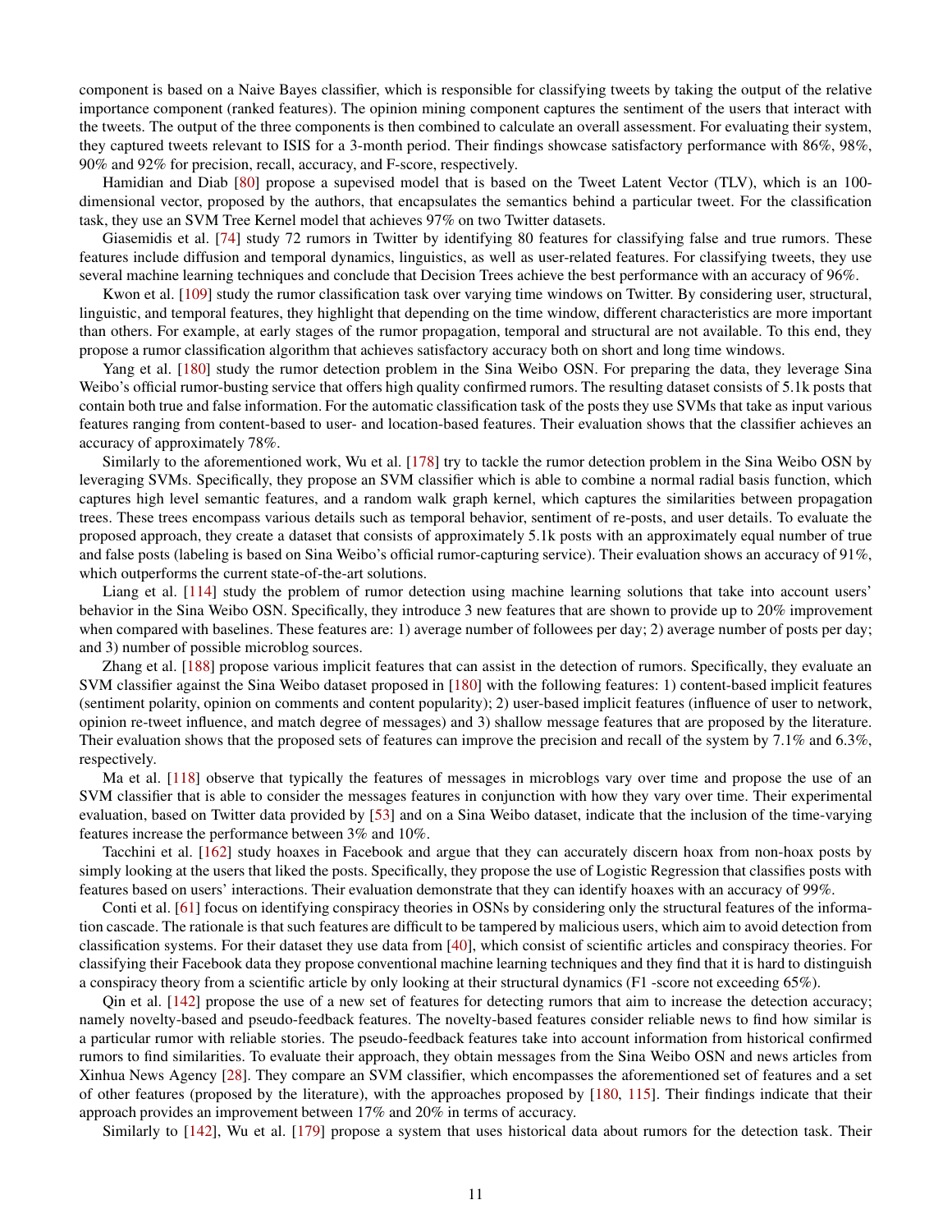component is based on a Naive Bayes classifier, which is responsible for classifying tweets by taking the output of the relative importance component (ranked features). The opinion mining component captures the sentiment of the users that interact with the tweets. The output of the three components is then combined to calculate an overall assessment. For evaluating their system, they captured tweets relevant to ISIS for a 3-month period. Their findings showcase satisfactory performance with 86%, 98%, 90% and 92% for precision, recall, accuracy, and F-score, respectively.

Hamidian and Diab [80] propose a supevised model that is based on the Tweet Latent Vector (TLV), which is an 100-dimensional vector, proposed by the authors, that encapsulates the semantics behind a particular tweet. For the classification task, they use an SVM Tree Kernel model that achieves 97% on two Twitter datasets.

Giasemidis et al. [74] study 72 rumors in Twitter by identifying 80 features for classifying false and true rumors. These features include diffusion and temporal dynamics, linguistics, as well as user-related features. For classifying tweets, they use several machine learning techniques and conclude that Decision Trees achieve the best performance with an accuracy of 96%.

Kwon et al. [109] study the rumor classification task over varying time windows on Twitter. By considering user, structural, linguistic, and temporal features, they highlight that depending on the time window, different characteristics are more important than others. For example, at early stages of the rumor propagation, temporal and structural are not available. To this end, they propose a rumor classification algorithm that achieves satisfactory accuracy both on short and long time windows.

Yang et al. [180] study the rumor detection problem in the Sina Weibo OSN. For preparing the data, they leverage Sina Weibo's official rumor-busting service that offers high quality confirmed rumors. The resulting dataset consists of 5.1k posts that contain both true and false information. For the automatic classification task of the posts they use SVMs that take as input various features ranging from content-based to user- and location-based features. Their evaluation shows that the classifier achieves an accuracy of approximately 78%.

Similarly to the aforementioned work, Wu et al. [178] try to tackle the rumor detection problem in the Sina Weibo OSN by leveraging SVMs. Specifically, they propose an SVM classifier which is able to combine a normal radial basis function, which captures high level semantic features, and a random walk graph kernel, which captures the similarities between propagation trees. These trees encompass various details such as temporal behavior, sentiment of re-posts, and user details. To evaluate the proposed approach, they create a dataset that consists of approximately 5.1k posts with an approximately equal number of true and false posts (labeling is based on Sina Weibo's official rumor-capturing service). Their evaluation shows an accuracy of 91%, which outperforms the current state-of-the-art solutions.

Liang et al. [114] study the problem of rumor detection using machine learning solutions that take into account users' behavior in the Sina Weibo OSN. Specifically, they introduce 3 new features that are shown to provide up to 20% improvement when compared with baselines. These features are: 1) average number of followees per day; 2) average number of posts per day; and 3) number of possible microblog sources.

Zhang et al. [188] propose various implicit features that can assist in the detection of rumors. Specifically, they evaluate an SVM classifier against the Sina Weibo dataset proposed in [180] with the following features: 1) content-based implicit features (sentiment polarity, opinion on comments and content popularity); 2) user-based implicit features (influence of user to network, opinion re-tweet influence, and match degree of messages) and 3) shallow message features that are proposed by the literature. Their evaluation shows that the proposed sets of features can improve the precision and recall of the system by 7.1% and 6.3%, respectively.

Ma et al. [118] observe that typically the features of messages in microblogs vary over time and propose the use of an SVM classifier that is able to consider the messages features in conjunction with how they vary over time. Their experimental evaluation, based on Twitter data provided by [53] and on a Sina Weibo dataset, indicate that the inclusion of the time-varying features increase the performance between 3% and 10%.

Tacchini et al. [162] study hoaxes in Facebook and argue that they can accurately discern hoax from non-hoax posts by simply looking at the users that liked the posts. Specifically, they propose the use of Logistic Regression that classifies posts with features based on users' interactions. Their evaluation demonstrate that they can identify hoaxes with an accuracy of 99%.

Conti et al. [61] focus on identifying conspiracy theories in OSNs by considering only the structural features of the information cascade. The rationale is that such features are difficult to be tampered by malicious users, which aim to avoid detection from classification systems. For their dataset they use data from [40], which consist of scientific articles and conspiracy theories. For classifying their Facebook data they propose conventional machine learning techniques and they find that it is hard to distinguish a conspiracy theory from a scientific article by only looking at their structural dynamics (F1 -score not exceeding 65%).

Qin et al. [142] propose the use of a new set of features for detecting rumors that aim to increase the detection accuracy; namely novelty-based and pseudo-feedback features. The novelty-based features consider reliable news to find how similar is a particular rumor with reliable stories. The pseudo-feedback features take into account information from historical confirmed rumors to find similarities. To evaluate their approach, they obtain messages from the Sina Weibo OSN and news articles from Xinhua News Agency [28]. They compare an SVM classifier, which encompasses the aforementioned set of features and a set of other features (proposed by the literature), with the approaches proposed by [180, 115]. Their findings indicate that their approach provides an improvement between 17% and 20% in terms of accuracy.

Similarly to [142], Wu et al. [179] propose a system that uses historical data about rumors for the detection task. Their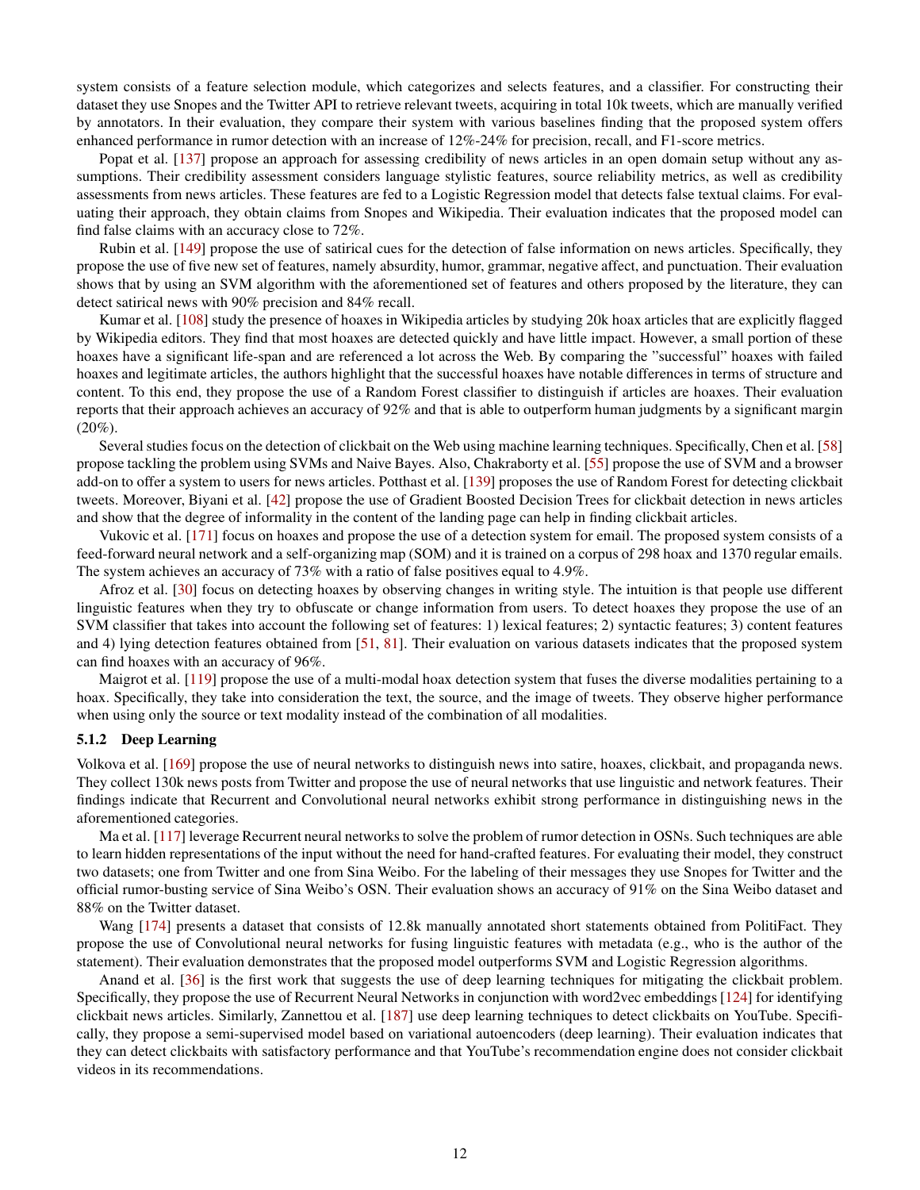system consists of a feature selection module, which categorizes and selects features, and a classifier. For constructing their dataset they use Snopes and the Twitter API to retrieve relevant tweets, acquiring in total 10k tweets, which are manually verified by annotators. In their evaluation, they compare their system with various baselines finding that the proposed system offers enhanced performance in rumor detection with an increase of 12%-24% for precision, recall, and F1-score metrics.

Popat et al. [137] propose an approach for assessing credibility of news articles in an open domain setup without any assumptions. Their credibility assessment considers language stylistic features, source reliability metrics, as well as credibility assessments from news articles. These features are fed to a Logistic Regression model that detects false textual claims. For evaluating their approach, they obtain claims from Snopes and Wikipedia. Their evaluation indicates that the proposed model can find false claims with an accuracy close to 72%.

Rubin et al. [149] propose the use of satirical cues for the detection of false information on news articles. Specifically, they propose the use of five new set of features, namely absurdity, humor, grammar, negative affect, and punctuation. Their evaluation shows that by using an SVM algorithm with the aforementioned set of features and others proposed by the literature, they can detect satirical news with 90% precision and 84% recall.

Kumar et al. [108] study the presence of hoaxes in Wikipedia articles by studying 20k hoax articles that are explicitly flagged by Wikipedia editors. They find that most hoaxes are detected quickly and have little impact. However, a small portion of these hoaxes have a significant life-span and are referenced a lot across the Web. By comparing the "successful" hoaxes with failed hoaxes and legitimate articles, the authors highlight that the successful hoaxes have notable differences in terms of structure and content. To this end, they propose the use of a Random Forest classifier to distinguish if articles are hoaxes. Their evaluation reports that their approach achieves an accuracy of 92% and that is able to outperform human judgments by a significant margin (20%).

Several studies focus on the detection of clickbait on the Web using machine learning techniques. Specifically, Chen et al. [58] propose tackling the problem using SVMs and Naive Bayes. Also, Chakraborty et al. [55] propose the use of SVM and a browser add-on to offer a system to users for news articles. Potthast et al. [139] proposes the use of Random Forest for detecting clickbait tweets. Moreover, Biyani et al. [42] propose the use of Gradient Boosted Decision Trees for clickbait detection in news articles and show that the degree of informality in the content of the landing page can help in finding clickbait articles.

Vukovic et al. [171] focus on hoaxes and propose the use of a detection system for email. The proposed system consists of a feed-forward neural network and a self-organizing map (SOM) and it is trained on a corpus of 298 hoax and 1370 regular emails. The system achieves an accuracy of 73% with a ratio of false positives equal to 4.9%.

Afroz et al. [30] focus on detecting hoaxes by observing changes in writing style. The intuition is that people use different linguistic features when they try to obfuscate or change information from users. To detect hoaxes they propose the use of an SVM classifier that takes into account the following set of features: 1) lexical features; 2) syntactic features; 3) content features and 4) lying detection features obtained from [51, 81]. Their evaluation on various datasets indicates that the proposed system can find hoaxes with an accuracy of 96%.

Maigrot et al. [119] propose the use of a multi-modal hoax detection system that fuses the diverse modalities pertaining to a hoax. Specifically, they take into consideration the text, the source, and the image of tweets. They observe higher performance when using only the source or text modality instead of the combination of all modalities.

#### 5.1.2 Deep Learning

Volkova et al. [169] propose the use of neural networks to distinguish news into satire, hoaxes, clickbait, and propaganda news. They collect 130k news posts from Twitter and propose the use of neural networks that use linguistic and network features. Their findings indicate that Recurrent and Convolutional neural networks exhibit strong performance in distinguishing news in the aforementioned categories.

Ma et al. [117] leverage Recurrent neural networks to solve the problem of rumor detection in OSNs. Such techniques are able to learn hidden representations of the input without the need for hand-crafted features. For evaluating their model, they construct two datasets; one from Twitter and one from Sina Weibo. For the labeling of their messages they use Snopes for Twitter and the official rumor-busting service of Sina Weibo's OSN. Their evaluation shows an accuracy of 91% on the Sina Weibo dataset and 88% on the Twitter dataset.

Wang [174] presents a dataset that consists of 12.8k manually annotated short statements obtained from PolitiFact. They propose the use of Convolutional neural networks for fusing linguistic features with metadata (e.g., who is the author of the statement). Their evaluation demonstrates that the proposed model outperforms SVM and Logistic Regression algorithms.

Anand et al. [36] is the first work that suggests the use of deep learning techniques for mitigating the clickbait problem. Specifically, they propose the use of Recurrent Neural Networks in conjunction with word2vec embeddings [124] for identifying clickbait news articles. Similarly, Zannettou et al. [187] use deep learning techniques to detect clickbaits on YouTube. Specifically, they propose a semi-supervised model based on variational autoencoders (deep learning). Their evaluation indicates that they can detect clickbaits with satisfactory performance and that YouTube's recommendation engine does not consider clickbait videos in its recommendations.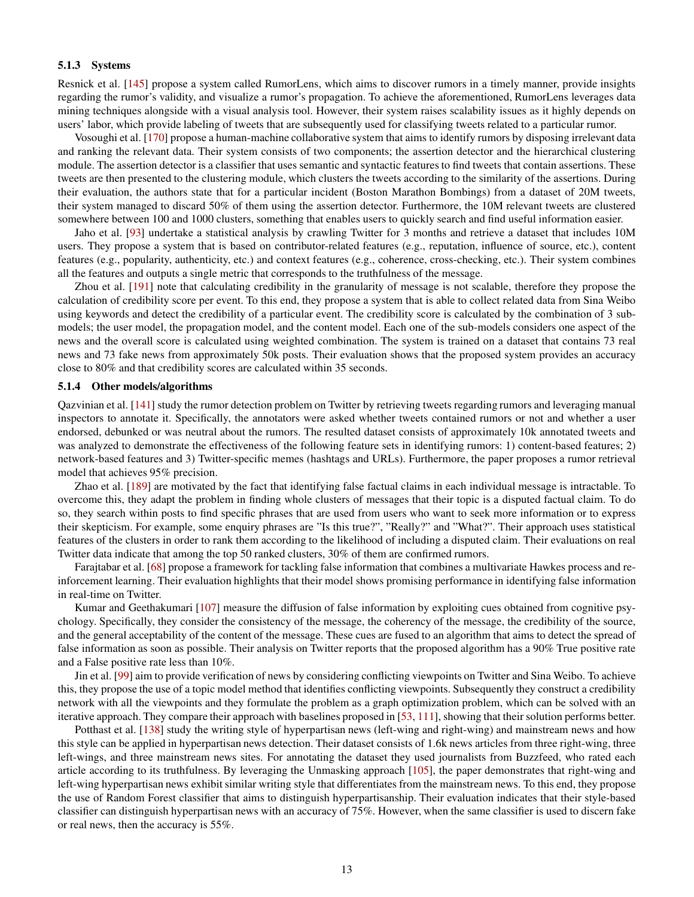#### 5.1.3 Systems

Resnick et al. [145] propose a system called RumorLens, which aims to discover rumors in a timely manner, provide insights regarding the rumor's validity, and visualize a rumor's propagation. To achieve the aforementioned, RumorLens leverages data mining techniques alongside with a visual analysis tool. However, their system raises scalability issues as it highly depends on users' labor, which provide labeling of tweets that are subsequently used for classifying tweets related to a particular rumor.

Vosoughi et al. [170] propose a human-machine collaborative system that aims to identify rumors by disposing irrelevant data and ranking the relevant data. Their system consists of two components; the assertion detector and the hierarchical clustering module. The assertion detector is a classifier that uses semantic and syntactic features to find tweets that contain assertions. These tweets are then presented to the clustering module, which clusters the tweets according to the similarity of the assertions. During their evaluation, the authors state that for a particular incident (Boston Marathon Bombings) from a dataset of 20M tweets, their system managed to discard 50% of them using the assertion detector. Furthermore, the 10M relevant tweets are clustered somewhere between 100 and 1000 clusters, something that enables users to quickly search and find useful information easier.

Jaho et al. [93] undertake a statistical analysis by crawling Twitter for 3 months and retrieve a dataset that includes 10M users. They propose a system that is based on contributor-related features (e.g., reputation, influence of source, etc.), content features (e.g., popularity, authenticity, etc.) and context features (e.g., coherence, cross-checking, etc.). Their system combines all the features and outputs a single metric that corresponds to the truthfulness of the message.

Zhou et al. [191] note that calculating credibility in the granularity of message is not scalable, therefore they propose the calculation of credibility score per event. To this end, they propose a system that is able to collect related data from Sina Weibo using keywords and detect the credibility of a particular event. The credibility score is calculated by the combination of 3 sub-models; the user model, the propagation model, and the content model. Each one of the sub-models considers one aspect of the news and the overall score is calculated using weighted combination. The system is trained on a dataset that contains 73 real news and 73 fake news from approximately 50k posts. Their evaluation shows that the proposed system provides an accuracy close to 80% and that credibility scores are calculated within 35 seconds.

#### 5.1.4 Other models/algorithms

Qazvinian et al. [141] study the rumor detection problem on Twitter by retrieving tweets regarding rumors and leveraging manual inspectors to annotate it. Specifically, the annotators were asked whether tweets contained rumors or not and whether a user endorsed, debunked or was neutral about the rumors. The resulted dataset consists of approximately 10k annotated tweets and was analyzed to demonstrate the effectiveness of the following feature sets in identifying rumors: 1) content-based features; 2) network-based features and 3) Twitter-specific memes (hashtags and URLs). Furthermore, the paper proposes a rumor retrieval model that achieves 95% precision.

Zhao et al. [189] are motivated by the fact that identifying false factual claims in each individual message is intractable. To overcome this, they adapt the problem in finding whole clusters of messages that their topic is a disputed factual claim. To do so, they search within posts to find specific phrases that are used from users who want to seek more information or to express their skepticism. For example, some enquiry phrases are "Is this true?", "Really?" and "What?". Their approach uses statistical features of the clusters in order to rank them according to the likelihood of including a disputed claim. Their evaluations on real Twitter data indicate that among the top 50 ranked clusters, 30% of them are confirmed rumors.

Farajtabar et al. [68] propose a framework for tackling false information that combines a multivariate Hawkes process and reinforcement learning. Their evaluation highlights that their model shows promising performance in identifying false information in real-time on Twitter.

Kumar and Geethakumari [107] measure the diffusion of false information by exploiting cues obtained from cognitive psychology. Specifically, they consider the consistency of the message, the coherency of the message, the credibility of the source, and the general acceptability of the content of the message. These cues are fused to an algorithm that aims to detect the spread of false information as soon as possible. Their analysis on Twitter reports that the proposed algorithm has a 90% True positive rate and a False positive rate less than 10%.

Jin et al. [99] aim to provide verification of news by considering conflicting viewpoints on Twitter and Sina Weibo. To achieve this, they propose the use of a topic model method that identifies conflicting viewpoints. Subsequently they construct a credibility network with all the viewpoints and they formulate the problem as a graph optimization problem, which can be solved with an iterative approach. They compare their approach with baselines proposed in [53, 111], showing that their solution performs better.

Potthast et al. [138] study the writing style of hyperpartisan news (left-wing and right-wing) and mainstream news and how this style can be applied in hyperpartisan news detection. Their dataset consists of 1.6k news articles from three right-wing, three left-wings, and three mainstream news sites. For annotating the dataset they used journalists from Buzzfeed, who rated each article according to its truthfulness. By leveraging the Unmasking approach [105], the paper demonstrates that right-wing and left-wing hyperpartisan news exhibit similar writing style that differentiates from the mainstream news. To this end, they propose the use of Random Forest classifier that aims to distinguish hyperpartisanship. Their evaluation indicates that their style-based classifier can distinguish hyperpartisan news with an accuracy of 75%. However, when the same classifier is used to discern fake or real news, then the accuracy is 55%.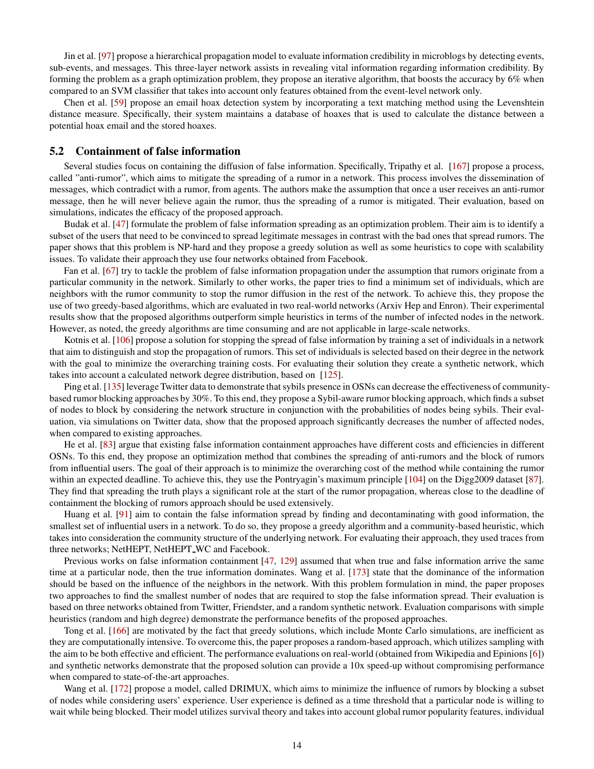Jin et al. [97] propose a hierarchical propagation model to evaluate information credibility in microblogs by detecting events, sub-events, and messages. This three-layer network assists in revealing vital information regarding information credibility. By forming the problem as a graph optimization problem, they propose an iterative algorithm, that boosts the accuracy by 6% when compared to an SVM classifier that takes into account only features obtained from the event-level network only.

Chen et al. [59] propose an email hoax detection system by incorporating a text matching method using the Levenshtein distance measure. Specifically, their system maintains a database of hoaxes that is used to calculate the distance between a potential hoax email and the stored hoaxes.

## 5.2 Containment of false information

Several studies focus on containing the diffusion of false information. Specifically, Tripathy et al. [167] propose a process, called "anti-rumor", which aims to mitigate the spreading of a rumor in a network. This process involves the dissemination of messages, which contradict with a rumor, from agents. The authors make the assumption that once a user receives an anti-rumor message, then he will never believe again the rumor, thus the spreading of a rumor is mitigated. Their evaluation, based on simulations, indicates the efficacy of the proposed approach.

Budak et al. [47] formulate the problem of false information spreading as an optimization problem. Their aim is to identify a subset of the users that need to be convinced to spread legitimate messages in contrast with the bad ones that spread rumors. The paper shows that this problem is NP-hard and they propose a greedy solution as well as some heuristics to cope with scalability issues. To validate their approach they use four networks obtained from Facebook.

Fan et al. [67] try to tackle the problem of false information propagation under the assumption that rumors originate from a particular community in the network. Similarly to other works, the paper tries to find a minimum set of individuals, which are neighbors with the rumor community to stop the rumor diffusion in the rest of the network. To achieve this, they propose the use of two greedy-based algorithms, which are evaluated in two real-world networks (Arxiv Hep and Enron). Their experimental results show that the proposed algorithms outperform simple heuristics in terms of the number of infected nodes in the network. However, as noted, the greedy algorithms are time consuming and are not applicable in large-scale networks.

Kotnis et al. [106] propose a solution for stopping the spread of false information by training a set of individuals in a network that aim to distinguish and stop the propagation of rumors. This set of individuals is selected based on their degree in the network with the goal to minimize the overarching training costs. For evaluating their solution they create a synthetic network, which takes into account a calculated network degree distribution, based on [125].

Ping et al. [135] leverage Twitter data to demonstrate that sybils presence in OSNs can decrease the effectiveness of community-based rumor blocking approaches by 30%. To this end, they propose a Sybil-aware rumor blocking approach, which finds a subset of nodes to block by considering the network structure in conjunction with the probabilities of nodes being sybils. Their evaluation, via simulations on Twitter data, show that the proposed approach significantly decreases the number of affected nodes, when compared to existing approaches.

He et al. [83] argue that existing false information containment approaches have different costs and efficiencies in different OSNs. To this end, they propose an optimization method that combines the spreading of anti-rumors and the block of rumors from influential users. The goal of their approach is to minimize the overarching cost of the method while containing the rumor within an expected deadline. To achieve this, they use the Pontryagin's maximum principle [104] on the Digg2009 dataset [87]. They find that spreading the truth plays a significant role at the start of the rumor propagation, whereas close to the deadline of containment the blocking of rumors approach should be used extensively.

Huang et al. [91] aim to contain the false information spread by finding and decontaminating with good information, the smallest set of influential users in a network. To do so, they propose a greedy algorithm and a community-based heuristic, which takes into consideration the community structure of the underlying network. For evaluating their approach, they used traces from three networks; NetHEPT, NetHEPT_WC and Facebook.

Previous works on false information containment [47, 129] assumed that when true and false information arrive the same time at a particular node, then the true information dominates. Wang et al. [173] state that the dominance of the information should be based on the influence of the neighbors in the network. With this problem formulation in mind, the paper proposes two approaches to find the smallest number of nodes that are required to stop the false information spread. Their evaluation is based on three networks obtained from Twitter, Friendster, and a random synthetic network. Evaluation comparisons with simple heuristics (random and high degree) demonstrate the performance benefits of the proposed approaches.

Tong et al. [166] are motivated by the fact that greedy solutions, which include Monte Carlo simulations, are inefficient as they are computationally intensive. To overcome this, the paper proposes a random-based approach, which utilizes sampling with the aim to be both effective and efficient. The performance evaluations on real-world (obtained from Wikipedia and Epinions [6]) and synthetic networks demonstrate that the proposed solution can provide a 10x speed-up without compromising performance when compared to state-of-the-art approaches.

Wang et al. [172] propose a model, called DRIMUX, which aims to minimize the influence of rumors by blocking a subset of nodes while considering users' experience. User experience is defined as a time threshold that a particular node is willing to wait while being blocked. Their model utilizes survival theory and takes into account global rumor popularity features, individual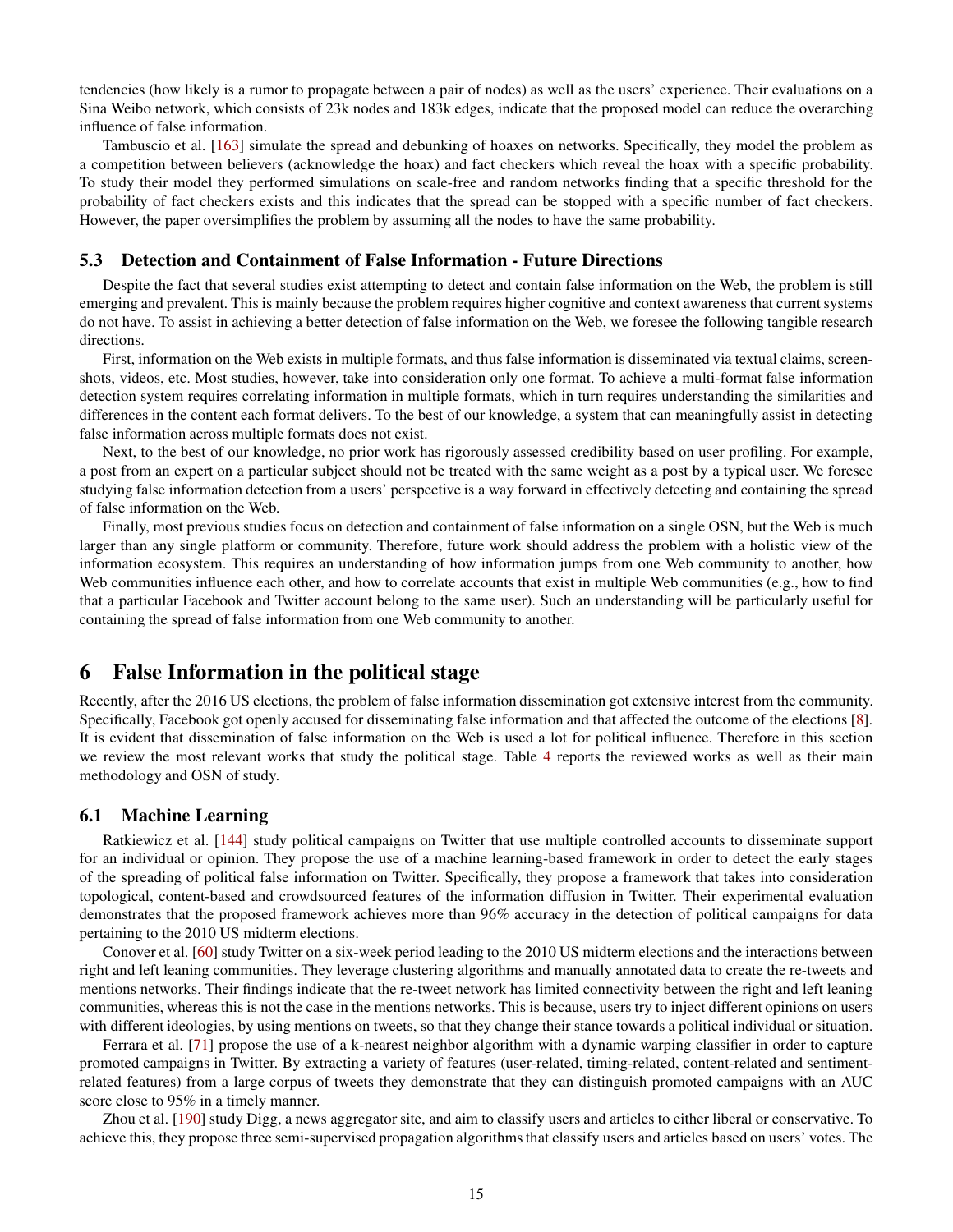tendencies (how likely is a rumor to propagate between a pair of nodes) as well as the users' experience. Their evaluations on a Sina Weibo network, which consists of 23k nodes and 183k edges, indicate that the proposed model can reduce the overarching influence of false information.

Tambuscio et al. [163] simulate the spread and debunking of hoaxes on networks. Specifically, they model the problem as a competition between believers (acknowledge the hoax) and fact checkers which reveal the hoax with a specific probability. To study their model they performed simulations on scale-free and random networks finding that a specific threshold for the probability of fact checkers exists and this indicates that the spread can be stopped with a specific number of fact checkers. However, the paper oversimplifies the problem by assuming all the nodes to have the same probability.

### 5.3 Detection and Containment of False Information - Future Directions

Despite the fact that several studies exist attempting to detect and contain false information on the Web, the problem is still emerging and prevalent. This is mainly because the problem requires higher cognitive and context awareness that current systems do not have. To assist in achieving a better detection of false information on the Web, we foresee the following tangible research directions.

First, information on the Web exists in multiple formats, and thus false information is disseminated via textual claims, screenshots, videos, etc. Most studies, however, take into consideration only one format. To achieve a multi-format false information detection system requires correlating information in multiple formats, which in turn requires understanding the similarities and differences in the content each format delivers. To the best of our knowledge, a system that can meaningfully assist in detecting false information across multiple formats does not exist.

Next, to the best of our knowledge, no prior work has rigorously assessed credibility based on user profiling. For example, a post from an expert on a particular subject should not be treated with the same weight as a post by a typical user. We foresee studying false information detection from a users' perspective is a way forward in effectively detecting and containing the spread of false information on the Web.

Finally, most previous studies focus on detection and containment of false information on a single OSN, but the Web is much larger than any single platform or community. Therefore, future work should address the problem with a holistic view of the information ecosystem. This requires an understanding of how information jumps from one Web community to another, how Web communities influence each other, and how to correlate accounts that exist in multiple Web communities (e.g., how to find that a particular Facebook and Twitter account belong to the same user). Such an understanding will be particularly useful for containing the spread of false information from one Web community to another.

## 6 False Information in the political stage

Recently, after the 2016 US elections, the problem of false information dissemination got extensive interest from the community. Specifically, Facebook got openly accused for disseminating false information and that affected the outcome of the elections [8]. It is evident that dissemination of false information on the Web is used a lot for political influence. Therefore in this section we review the most relevant works that study the political stage. Table 4 reports the reviewed works as well as their main methodology and OSN of study.

### 6.1 Machine Learning

Ratkiewicz et al. [144] study political campaigns on Twitter that use multiple controlled accounts to disseminate support for an individual or opinion. They propose the use of a machine learning-based framework in order to detect the early stages of the spreading of political false information on Twitter. Specifically, they propose a framework that takes into consideration topological, content-based and crowdsourced features of the information diffusion in Twitter. Their experimental evaluation demonstrates that the proposed framework achieves more than 96% accuracy in the detection of political campaigns for data pertaining to the 2010 US midterm elections.

Conover et al. [60] study Twitter on a six-week period leading to the 2010 US midterm elections and the interactions between right and left leaning communities. They leverage clustering algorithms and manually annotated data to create the re-tweets and mentions networks. Their findings indicate that the re-tweet network has limited connectivity between the right and left leaning communities, whereas this is not the case in the mentions networks. This is because, users try to inject different opinions on users with different ideologies, by using mentions on tweets, so that they change their stance towards a political individual or situation.

Ferrara et al. [71] propose the use of a k-nearest neighbor algorithm with a dynamic warping classifier in order to capture promoted campaigns in Twitter. By extracting a variety of features (user-related, timing-related, content-related and sentiment-related features) from a large corpus of tweets they demonstrate that they can distinguish promoted campaigns with an AUC score close to 95% in a timely manner.

Zhou et al. [190] study Digg, a news aggregator site, and aim to classify users and articles to either liberal or conservative. To achieve this, they propose three semi-supervised propagation algorithms that classify users and articles based on users' votes. The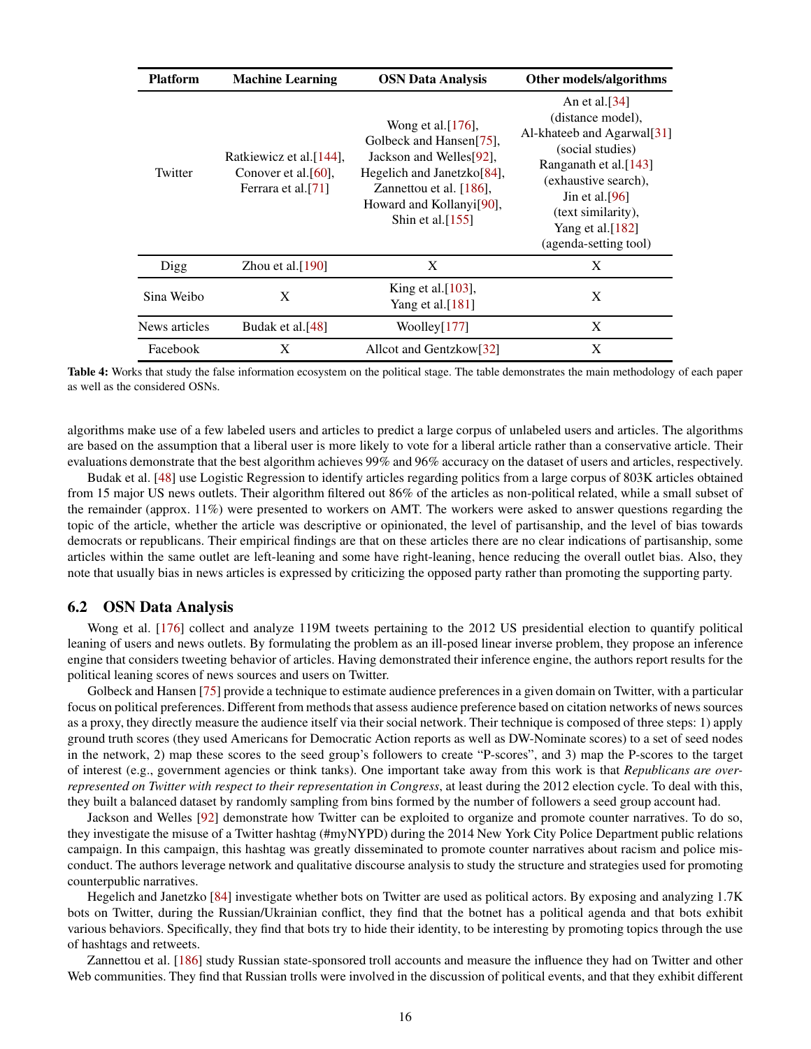| Platform | Machine Learning | OSN Data Analysis | Other models/algorithms |
|---|---|---|---|
| Twitter | Ratkiewicz et al.[144], Conover et al.[60], Ferrara et al.[71] | Wong et al.[176], Golbeck and Hansen[75], Jackson and Welles[92], Hegelich and Janetzko[84], Zannettou et al. [186], Howard and Kollanyi[90], Shin et al.[155] | An et al.[34] (distance model), Al-khateeb and Agarwal[31] (social studies) Ranganath et al.[143] (exhaustive search), Jin et al.[96] (text similarity), Yang et al.[182] (agenda-setting tool) |
| Digg | Zhou et al.[190] | X | X |
| Sina Weibo | X | King et al.[103], Yang et al.[181] | X |
| News articles | Budak et al.[48] | Woolley[177] | X |
| Facebook | X | Allcot and Gentzkow[32] | X |

**Table 4:** Works that study the false information ecosystem on the political stage. The table demonstrates the main methodology of each paper as well as the considered OSNs.

algorithms make use of a few labeled users and articles to predict a large corpus of unlabeled users and articles. The algorithms are based on the assumption that a liberal user is more likely to vote for a liberal article rather than a conservative article. Their evaluations demonstrate that the best algorithm achieves 99% and 96% accuracy on the dataset of users and articles, respectively.

Budak et al. [48] use Logistic Regression to identify articles regarding politics from a large corpus of 803K articles obtained from 15 major US news outlets. Their algorithm filtered out 86% of the articles as non-political related, while a small subset of the remainder (approx. 11%) were presented to workers on AMT. The workers were asked to answer questions regarding the topic of the article, whether the article was descriptive or opinionated, the level of partisanship, and the level of bias towards democrats or republicans. Their empirical findings are that on these articles there are no clear indications of partisanship, some articles within the same outlet are left-leaning and some have right-leaning, hence reducing the overall outlet bias. Also, they note that usually bias in news articles is expressed by criticizing the opposed party rather than promoting the supporting party.

## 6.2 OSN Data Analysis

Wong et al. [176] collect and analyze 119M tweets pertaining to the 2012 US presidential election to quantify political leaning of users and news outlets. By formulating the problem as an ill-posed linear inverse problem, they propose an inference engine that considers tweeting behavior of articles. Having demonstrated their inference engine, the authors report results for the political leaning scores of news sources and users on Twitter.

Golbeck and Hansen [75] provide a technique to estimate audience preferences in a given domain on Twitter, with a particular focus on political preferences. Different from methods that assess audience preference based on citation networks of news sources as a proxy, they directly measure the audience itself via their social network. Their technique is composed of three steps: 1) apply ground truth scores (they used Americans for Democratic Action reports as well as DW-Nominate scores) to a set of seed nodes in the network, 2) map these scores to the seed group's followers to create "P-scores", and 3) map the P-scores to the target of interest (e.g., government agencies or think tanks). One important take away from this work is that *Republicans are over-represented on Twitter with respect to their representation in Congress*, at least during the 2012 election cycle. To deal with this, they built a balanced dataset by randomly sampling from bins formed by the number of followers a seed group account had.

Jackson and Welles [92] demonstrate how Twitter can be exploited to organize and promote counter narratives. To do so, they investigate the misuse of a Twitter hashtag (#myNYPD) during the 2014 New York City Police Department public relations campaign. In this campaign, this hashtag was greatly disseminated to promote counter narratives about racism and police misconduct. The authors leverage network and qualitative discourse analysis to study the structure and strategies used for promoting counterpublic narratives.

Hegelich and Janetzko [84] investigate whether bots on Twitter are used as political actors. By exposing and analyzing 1.7K bots on Twitter, during the Russian/Ukrainian conflict, they find that the botnet has a political agenda and that bots exhibit various behaviors. Specifically, they find that bots try to hide their identity, to be interesting by promoting topics through the use of hashtags and retweets.

Zannettou et al. [186] study Russian state-sponsored troll accounts and measure the influence they had on Twitter and other Web communities. They find that Russian trolls were involved in the discussion of political events, and that they exhibit different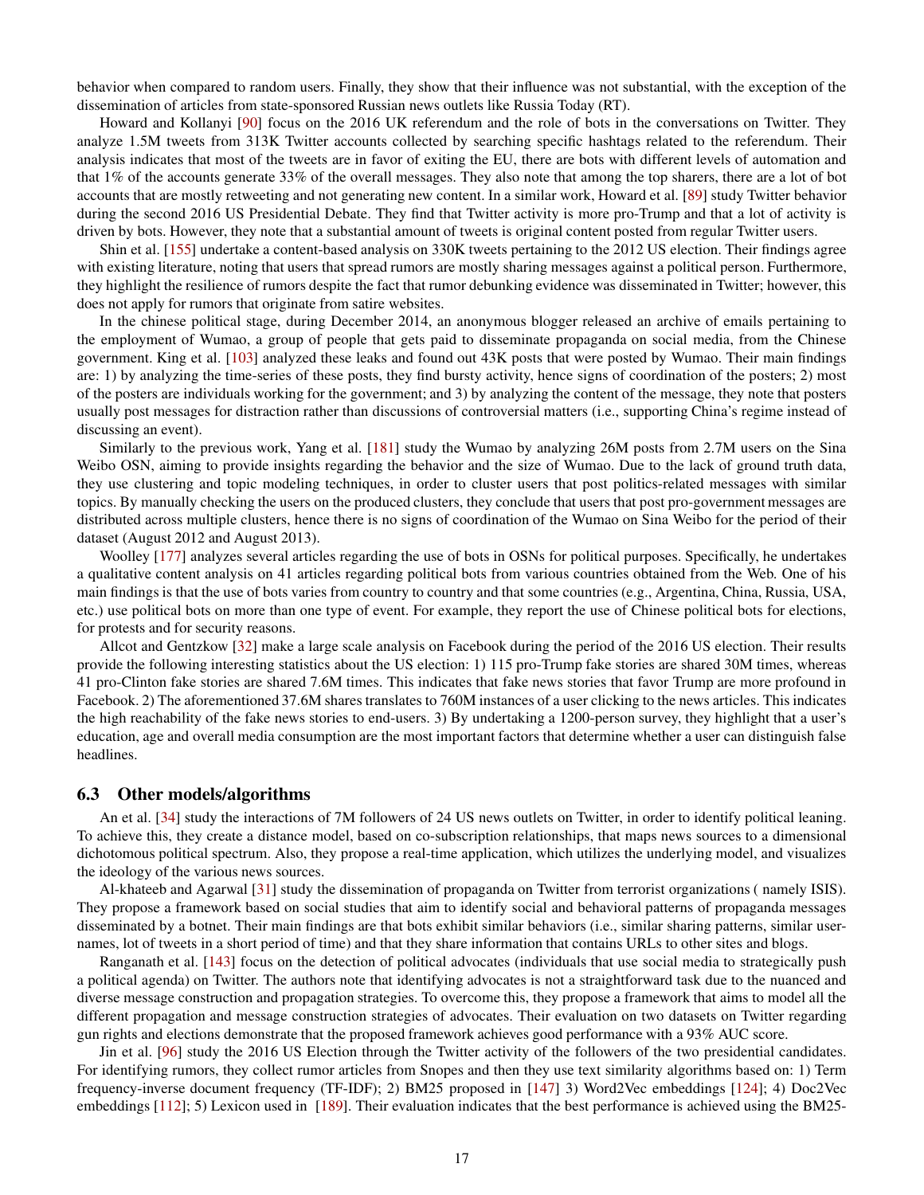behavior when compared to random users. Finally, they show that their influence was not substantial, with the exception of the dissemination of articles from state-sponsored Russian news outlets like Russia Today (RT).

Howard and Kollanyi [90] focus on the 2016 UK referendum and the role of bots in the conversations on Twitter. They analyze 1.5M tweets from 313K Twitter accounts collected by searching specific hashtags related to the referendum. Their analysis indicates that most of the tweets are in favor of exiting the EU, there are bots with different levels of automation and that 1% of the accounts generate 33% of the overall messages. They also note that among the top sharers, there are a lot of bot accounts that are mostly retweeting and not generating new content. In a similar work, Howard et al. [89] study Twitter behavior during the second 2016 US Presidential Debate. They find that Twitter activity is more pro-Trump and that a lot of activity is driven by bots. However, they note that a substantial amount of tweets is original content posted from regular Twitter users.

Shin et al. [155] undertake a content-based analysis on 330K tweets pertaining to the 2012 US election. Their findings agree with existing literature, noting that users that spread rumors are mostly sharing messages against a political person. Furthermore, they highlight the resilience of rumors despite the fact that rumor debunking evidence was disseminated in Twitter; however, this does not apply for rumors that originate from satire websites.

In the chinese political stage, during December 2014, an anonymous blogger released an archive of emails pertaining to the employment of Wumao, a group of people that gets paid to disseminate propaganda on social media, from the Chinese government. King et al. [103] analyzed these leaks and found out 43K posts that were posted by Wumao. Their main findings are: 1) by analyzing the time-series of these posts, they find bursty activity, hence signs of coordination of the posters; 2) most of the posters are individuals working for the government; and 3) by analyzing the content of the message, they note that posters usually post messages for distraction rather than discussions of controversial matters (i.e., supporting China's regime instead of discussing an event).

Similarly to the previous work, Yang et al. [181] study the Wumao by analyzing 26M posts from 2.7M users on the Sina Weibo OSN, aiming to provide insights regarding the behavior and the size of Wumao. Due to the lack of ground truth data, they use clustering and topic modeling techniques, in order to cluster users that post politics-related messages with similar topics. By manually checking the users on the produced clusters, they conclude that users that post pro-government messages are distributed across multiple clusters, hence there is no signs of coordination of the Wumao on Sina Weibo for the period of their dataset (August 2012 and August 2013).

Woolley [177] analyzes several articles regarding the use of bots in OSNs for political purposes. Specifically, he undertakes a qualitative content analysis on 41 articles regarding political bots from various countries obtained from the Web. One of his main findings is that the use of bots varies from country to country and that some countries (e.g., Argentina, China, Russia, USA, etc.) use political bots on more than one type of event. For example, they report the use of Chinese political bots for elections, for protests and for security reasons.

Allcot and Gentzkow [32] make a large scale analysis on Facebook during the period of the 2016 US election. Their results provide the following interesting statistics about the US election: 1) 115 pro-Trump fake stories are shared 30M times, whereas 41 pro-Clinton fake stories are shared 7.6M times. This indicates that fake news stories that favor Trump are more profound in Facebook. 2) The aforementioned 37.6M shares translates to 760M instances of a user clicking to the news articles. This indicates the high reachability of the fake news stories to end-users. 3) By undertaking a 1200-person survey, they highlight that a user's education, age and overall media consumption are the most important factors that determine whether a user can distinguish false headlines.

## 6.3 Other models/algorithms

An et al. [34] study the interactions of 7M followers of 24 US news outlets on Twitter, in order to identify political leaning. To achieve this, they create a distance model, based on co-subscription relationships, that maps news sources to a dimensional dichotomous political spectrum. Also, they propose a real-time application, which utilizes the underlying model, and visualizes the ideology of the various news sources.

Al-khateeb and Agarwal [31] study the dissemination of propaganda on Twitter from terrorist organizations ( namely ISIS). They propose a framework based on social studies that aim to identify social and behavioral patterns of propaganda messages disseminated by a botnet. Their main findings are that bots exhibit similar behaviors (i.e., similar sharing patterns, similar usernames, lot of tweets in a short period of time) and that they share information that contains URLs to other sites and blogs.

Ranganath et al. [143] focus on the detection of political advocates (individuals that use social media to strategically push a political agenda) on Twitter. The authors note that identifying advocates is not a straightforward task due to the nuanced and diverse message construction and propagation strategies. To overcome this, they propose a framework that aims to model all the different propagation and message construction strategies of advocates. Their evaluation on two datasets on Twitter regarding gun rights and elections demonstrate that the proposed framework achieves good performance with a 93% AUC score.

Jin et al. [96] study the 2016 US Election through the Twitter activity of the followers of the two presidential candidates. For identifying rumors, they collect rumor articles from Snopes and then they use text similarity algorithms based on: 1) Term frequency-inverse document frequency (TF-IDF); 2) BM25 proposed in [147] 3) Word2Vec embeddings [124]; 4) Doc2Vec embeddings [112]; 5) Lexicon used in [189]. Their evaluation indicates that the best performance is achieved using the BM25-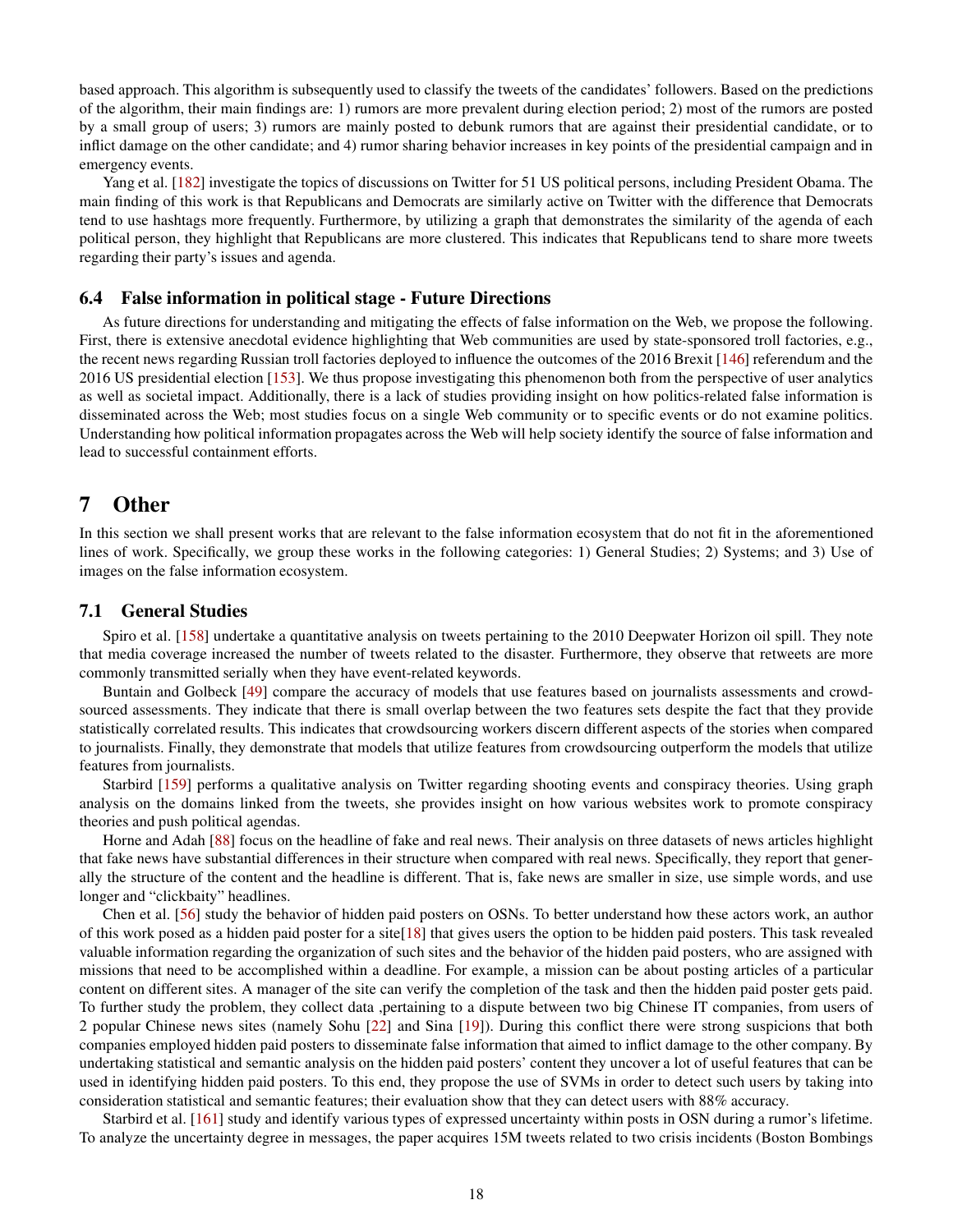based approach. This algorithm is subsequently used to classify the tweets of the candidates' followers. Based on the predictions of the algorithm, their main findings are: 1) rumors are more prevalent during election period; 2) most of the rumors are posted by a small group of users; 3) rumors are mainly posted to debunk rumors that are against their presidential candidate, or to inflict damage on the other candidate; and 4) rumor sharing behavior increases in key points of the presidential campaign and in emergency events.

Yang et al. [182] investigate the topics of discussions on Twitter for 51 US political persons, including President Obama. The main finding of this work is that Republicans and Democrats are similarly active on Twitter with the difference that Democrats tend to use hashtags more frequently. Furthermore, by utilizing a graph that demonstrates the similarity of the agenda of each political person, they highlight that Republicans are more clustered. This indicates that Republicans tend to share more tweets regarding their party's issues and agenda.

### 6.4 False information in political stage - Future Directions

As future directions for understanding and mitigating the effects of false information on the Web, we propose the following. First, there is extensive anecdotal evidence highlighting that Web communities are used by state-sponsored troll factories, e.g., the recent news regarding Russian troll factories deployed to influence the outcomes of the 2016 Brexit [146] referendum and the 2016 US presidential election [153]. We thus propose investigating this phenomenon both from the perspective of user analytics as well as societal impact. Additionally, there is a lack of studies providing insight on how politics-related false information is disseminated across the Web; most studies focus on a single Web community or to specific events or do not examine politics. Understanding how political information propagates across the Web will help society identify the source of false information and lead to successful containment efforts.

## 7 Other

In this section we shall present works that are relevant to the false information ecosystem that do not fit in the aforementioned lines of work. Specifically, we group these works in the following categories: 1) General Studies; 2) Systems; and 3) Use of images on the false information ecosystem.

### 7.1 General Studies

Spiro et al. [158] undertake a quantitative analysis on tweets pertaining to the 2010 Deepwater Horizon oil spill. They note that media coverage increased the number of tweets related to the disaster. Furthermore, they observe that retweets are more commonly transmitted serially when they have event-related keywords.

Buntain and Golbeck [49] compare the accuracy of models that use features based on journalists assessments and crowd-sourced assessments. They indicate that there is small overlap between the two features sets despite the fact that they provide statistically correlated results. This indicates that crowdsourcing workers discern different aspects of the stories when compared to journalists. Finally, they demonstrate that models that utilize features from crowdsourcing outperform the models that utilize features from journalists.

Starbird [159] performs a qualitative analysis on Twitter regarding shooting events and conspiracy theories. Using graph analysis on the domains linked from the tweets, she provides insight on how various websites work to promote conspiracy theories and push political agendas.

Horne and Adah [88] focus on the headline of fake and real news. Their analysis on three datasets of news articles highlight that fake news have substantial differences in their structure when compared with real news. Specifically, they report that generally the structure of the content and the headline is different. That is, fake news are smaller in size, use simple words, and use longer and "clickbaity" headlines.

Chen et al. [56] study the behavior of hidden paid posters on OSNs. To better understand how these actors work, an author of this work posed as a hidden paid poster for a site[18] that gives users the option to be hidden paid posters. This task revealed valuable information regarding the organization of such sites and the behavior of the hidden paid posters, who are assigned with missions that need to be accomplished within a deadline. For example, a mission can be about posting articles of a particular content on different sites. A manager of the site can verify the completion of the task and then the hidden paid poster gets paid. To further study the problem, they collect data ,pertaining to a dispute between two big Chinese IT companies, from users of 2 popular Chinese news sites (namely Sohu [22] and Sina [19]). During this conflict there were strong suspicions that both companies employed hidden paid posters to disseminate false information that aimed to inflict damage to the other company. By undertaking statistical and semantic analysis on the hidden paid posters' content they uncover a lot of useful features that can be used in identifying hidden paid posters. To this end, they propose the use of SVMs in order to detect such users by taking into consideration statistical and semantic features; their evaluation show that they can detect users with 88% accuracy.

Starbird et al. [161] study and identify various types of expressed uncertainty within posts in OSN during a rumor's lifetime. To analyze the uncertainty degree in messages, the paper acquires 15M tweets related to two crisis incidents (Boston Bombings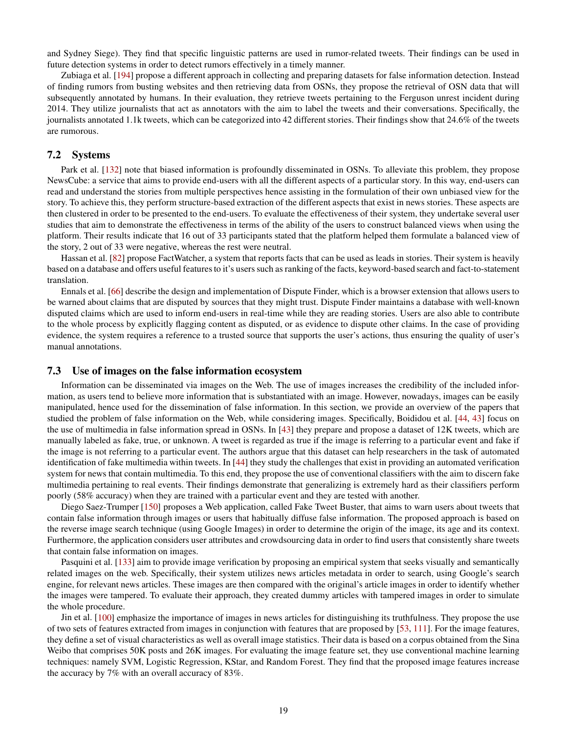and Sydney Siege). They find that specific linguistic patterns are used in rumor-related tweets. Their findings can be used in future detection systems in order to detect rumors effectively in a timely manner.

Zubiaga et al. [194] propose a different approach in collecting and preparing datasets for false information detection. Instead of finding rumors from busting websites and then retrieving data from OSNs, they propose the retrieval of OSN data that will subsequently annotated by humans. In their evaluation, they retrieve tweets pertaining to the Ferguson unrest incident during 2014. They utilize journalists that act as annotators with the aim to label the tweets and their conversations. Specifically, the journalists annotated 1.1k tweets, which can be categorized into 42 different stories. Their findings show that 24.6% of the tweets are rumorous.

## 7.2 Systems

Park et al. [132] note that biased information is profoundly disseminated in OSNs. To alleviate this problem, they propose NewsCube: a service that aims to provide end-users with all the different aspects of a particular story. In this way, end-users can read and understand the stories from multiple perspectives hence assisting in the formulation of their own unbiased view for the story. To achieve this, they perform structure-based extraction of the different aspects that exist in news stories. These aspects are then clustered in order to be presented to the end-users. To evaluate the effectiveness of their system, they undertake several user studies that aim to demonstrate the effectiveness in terms of the ability of the users to construct balanced views when using the platform. Their results indicate that 16 out of 33 participants stated that the platform helped them formulate a balanced view of the story, 2 out of 33 were negative, whereas the rest were neutral.

Hassan et al. [82] propose FactWatcher, a system that reports facts that can be used as leads in stories. Their system is heavily based on a database and offers useful features to it's users such as ranking of the facts, keyword-based search and fact-to-statement translation.

Ennals et al. [66] describe the design and implementation of Dispute Finder, which is a browser extension that allows users to be warned about claims that are disputed by sources that they might trust. Dispute Finder maintains a database with well-known disputed claims which are used to inform end-users in real-time while they are reading stories. Users are also able to contribute to the whole process by explicitly flagging content as disputed, or as evidence to dispute other claims. In the case of providing evidence, the system requires a reference to a trusted source that supports the user's actions, thus ensuring the quality of user's manual annotations.

## 7.3 Use of images on the false information ecosystem

Information can be disseminated via images on the Web. The use of images increases the credibility of the included information, as users tend to believe more information that is substantiated with an image. However, nowadays, images can be easily manipulated, hence used for the dissemination of false information. In this section, we provide an overview of the papers that studied the problem of false information on the Web, while considering images. Specifically, Boididou et al. [44, 43] focus on the use of multimedia in false information spread in OSNs. In [43] they prepare and propose a dataset of 12K tweets, which are manually labeled as fake, true, or unknown. A tweet is regarded as true if the image is referring to a particular event and fake if the image is not referring to a particular event. The authors argue that this dataset can help researchers in the task of automated identification of fake multimedia within tweets. In [44] they study the challenges that exist in providing an automated verification system for news that contain multimedia. To this end, they propose the use of conventional classifiers with the aim to discern fake multimedia pertaining to real events. Their findings demonstrate that generalizing is extremely hard as their classifiers perform poorly (58% accuracy) when they are trained with a particular event and they are tested with another.

Diego Saez-Trumper [150] proposes a Web application, called Fake Tweet Buster, that aims to warn users about tweets that contain false information through images or users that habitually diffuse false information. The proposed approach is based on the reverse image search technique (using Google Images) in order to determine the origin of the image, its age and its context. Furthermore, the application considers user attributes and crowdsourcing data in order to find users that consistently share tweets that contain false information on images.

Pasquini et al. [133] aim to provide image verification by proposing an empirical system that seeks visually and semantically related images on the web. Specifically, their system utilizes news articles metadata in order to search, using Google's search engine, for relevant news articles. These images are then compared with the original's article images in order to identify whether the images were tampered. To evaluate their approach, they created dummy articles with tampered images in order to simulate the whole procedure.

Jin et al. [100] emphasize the importance of images in news articles for distinguishing its truthfulness. They propose the use of two sets of features extracted from images in conjunction with features that are proposed by [53, 111]. For the image features, they define a set of visual characteristics as well as overall image statistics. Their data is based on a corpus obtained from the Sina Weibo that comprises 50K posts and 26K images. For evaluating the image feature set, they use conventional machine learning techniques: namely SVM, Logistic Regression, KStar, and Random Forest. They find that the proposed image features increase the accuracy by 7% with an overall accuracy of 83%.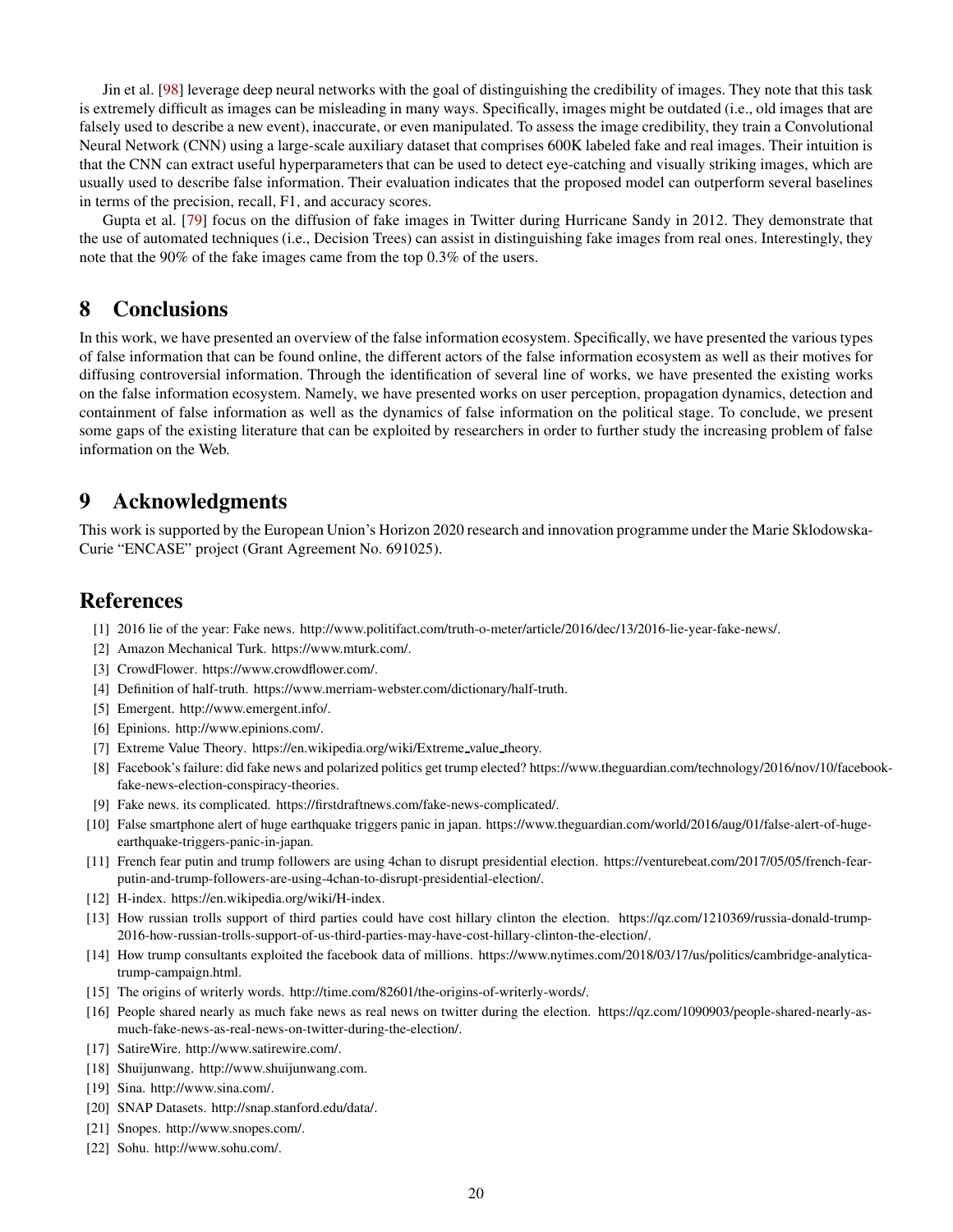Jin et al. [98] leverage deep neural networks with the goal of distinguishing the credibility of images. They note that this task is extremely difficult as images can be misleading in many ways. Specifically, images might be outdated (i.e., old images that are falsely used to describe a new event), inaccurate, or even manipulated. To assess the image credibility, they train a Convolutional Neural Network (CNN) using a large-scale auxiliary dataset that comprises 600K labeled fake and real images. Their intuition is that the CNN can extract useful hyperparameters that can be used to detect eye-catching and visually striking images, which are usually used to describe false information. Their evaluation indicates that the proposed model can outperform several baselines in terms of the precision, recall, F1, and accuracy scores.

Gupta et al. [79] focus on the diffusion of fake images in Twitter during Hurricane Sandy in 2012. They demonstrate that the use of automated techniques (i.e., Decision Trees) can assist in distinguishing fake images from real ones. Interestingly, they note that the 90% of the fake images came from the top 0.3% of the users.

# 8 Conclusions

In this work, we have presented an overview of the false information ecosystem. Specifically, we have presented the various types of false information that can be found online, the different actors of the false information ecosystem as well as their motives for diffusing controversial information. Through the identification of several line of works, we have presented the existing works on the false information ecosystem. Namely, we have presented works on user perception, propagation dynamics, detection and containment of false information as well as the dynamics of false information on the political stage. To conclude, we present some gaps of the existing literature that can be exploited by researchers in order to further study the increasing problem of false information on the Web.

# 9 Acknowledgments

This work is supported by the European Union's Horizon 2020 research and innovation programme under the Marie Sklodowska-Curie "ENCASE" project (Grant Agreement No. 691025).

# References

[1] 2016 lie of the year: Fake news. http://www.politifact.com/truth-o-meter/article/2016/dec/13/2016-lie-year-fake-news/.

[2] Amazon Mechanical Turk. https://www.mturk.com/.

[3] CrowdFlower. https://www.crowdflower.com/.

[4] Definition of half-truth. https://www.merriam-webster.com/dictionary/half-truth.

[5] Emergent. http://www.emergent.info/.

[6] Epinions. http://www.epinions.com/.

[7] Extreme Value Theory. https://en.wikipedia.org/wiki/Extreme_value_theory.

[8] Facebook's failure: did fake news and polarized politics get trump elected? https://www.theguardian.com/technology/2016/nov/10/facebook-fake-news-election-conspiracy-theories.

[9] Fake news. its complicated. https://firstdraftnews.com/fake-news-complicated/.

[10] False smartphone alert of huge earthquake triggers panic in japan. https://www.theguardian.com/world/2016/aug/01/false-alert-of-huge-earthquake-triggers-panic-in-japan.

[11] French fear putin and trump followers are using 4chan to disrupt presidential election. https://venturebeat.com/2017/05/05/french-fear-putin-and-trump-followers-are-using-4chan-to-disrupt-presidential-election/.

[12] H-index. https://en.wikipedia.org/wiki/H-index.

[13] How russian trolls support of third parties could have cost hillary clinton the election. https://qz.com/1210369/russia-donald-trump-2016-how-russian-trolls-support-of-us-third-parties-may-have-cost-hillary-clinton-the-election/.

[14] How trump consultants exploited the facebook data of millions. https://www.nytimes.com/2018/03/17/us/politics/cambridge-analytica-trump-campaign.html.

[15] The origins of writerly words. http://time.com/82601/the-origins-of-writerly-words/.

[16] People shared nearly as much fake news as real news on twitter during the election. https://qz.com/1090903/people-shared-nearly-as-much-fake-news-as-real-news-on-twitter-during-the-election/.

[17] SatireWire. http://www.satirewire.com/.

[18] Shuijunwang. http://www.shuijunwang.com.

[19] Sina. http://www.sina.com/.

[20] SNAP Datasets. http://snap.stanford.edu/data/.

[21] Snopes. http://www.snopes.com/.

[22] Sohu. http://www.sohu.com/.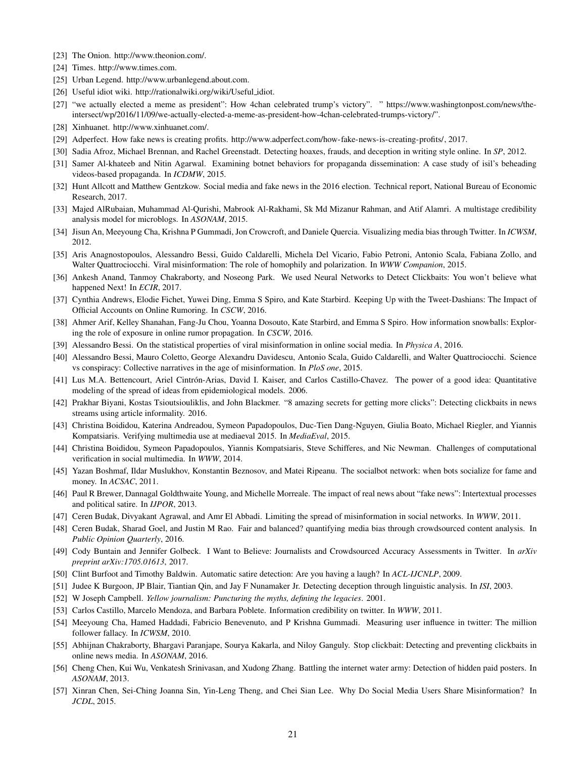[23] The Onion. http://www.theonion.com/.

[24] Times. http://www.times.com.

[25] Urban Legend. http://www.urbanlegend.about.com.

[26] Useful idiot wiki. http://rationalwiki.org/wiki/Useful_idiot.

[27] "we actually elected a meme as president": How 4chan celebrated trump's victory". " https://www.washingtonpost.com/news/the-intersect/wp/2016/11/09/we-actually-elected-a-meme-as-president-how-4chan-celebrated-trumps-victory/".

[28] Xinhuanet. http://www.xinhuanet.com/.

[29] Adperfect. How fake news is creating profits. http://www.adperfect.com/how-fake-news-is-creating-profits/, 2017.

[30] Sadia Afroz, Michael Brennan, and Rachel Greenstadt. Detecting hoaxes, frauds, and deception in writing style online. In *SP*, 2012.

[31] Samer Al-khateeb and Nitin Agarwal. Examining botnet behaviors for propaganda dissemination: A case study of isil's beheading videos-based propaganda. In *ICDMW*, 2015.

[32] Hunt Allcott and Matthew Gentzkow. Social media and fake news in the 2016 election. Technical report, National Bureau of Economic Research, 2017.

[33] Majed AlRubaian, Muhammad Al-Qurishi, Mabrook Al-Rakhami, Sk Md Mizanur Rahman, and Atif Alamri. A multistage credibility analysis model for microblogs. In *ASONAM*, 2015.

[34] Jisun An, Meeyoung Cha, Krishna P Gummadi, Jon Crowcroft, and Daniele Quercia. Visualizing media bias through Twitter. In *ICWSM*, 2012.

[35] Aris Anagnostopoulos, Alessandro Bessi, Guido Caldarelli, Michela Del Vicario, Fabio Petroni, Antonio Scala, Fabiana Zollo, and Walter Quattrociocchi. Viral misinformation: The role of homophily and polarization. In *WWW Companion*, 2015.

[36] Ankesh Anand, Tanmoy Chakraborty, and Noseong Park. We used Neural Networks to Detect Clickbaits: You won't believe what happened Next! In *ECIR*, 2017.

[37] Cynthia Andrews, Elodie Fichet, Yuwei Ding, Emma S Spiro, and Kate Starbird. Keeping Up with the Tweet-Dashians: The Impact of Official Accounts on Online Rumoring. In *CSCW*, 2016.

[38] Ahmer Arif, Kelley Shanahan, Fang-Ju Chou, Yoanna Dosouto, Kate Starbird, and Emma S Spiro. How information snowballs: Exploring the role of exposure in online rumor propagation. In *CSCW*, 2016.

[39] Alessandro Bessi. On the statistical properties of viral misinformation in online social media. In *Physica A*, 2016.

[40] Alessandro Bessi, Mauro Coletto, George Alexandru Davidescu, Antonio Scala, Guido Caldarelli, and Walter Quattrociocchi. Science vs conspiracy: Collective narratives in the age of misinformation. In *PloS one*, 2015.

[41] Lus M.A. Bettencourt, Ariel Cintrón-Arias, David I. Kaiser, and Carlos Castillo-Chavez. The power of a good idea: Quantitative modeling of the spread of ideas from epidemiological models. 2006.

[42] Prakhar Biyani, Kostas Tsioutsiouliklis, and John Blackmer. "8 amazing secrets for getting more clicks": Detecting clickbaits in news streams using article informality. 2016.

[43] Christina Boididou, Katerina Andreadou, Symeon Papadopoulos, Duc-Tien Dang-Nguyen, Giulia Boato, Michael Riegler, and Yiannis Kompatsiaris. Verifying multimedia use at mediaeval 2015. In *MediaEval*, 2015.

[44] Christina Boididou, Symeon Papadopoulos, Yiannis Kompatsiaris, Steve Schifferes, and Nic Newman. Challenges of computational verification in social multimedia. In *WWW*, 2014.

[45] Yazan Boshmaf, Ildar Muslukhov, Konstantin Beznosov, and Matei Ripeanu. The socialbot network: when bots socialize for fame and money. In *ACSAC*, 2011.

[46] Paul R Brewer, Dannagal Goldthwaite Young, and Michelle Morreale. The impact of real news about "fake news": Intertextual processes and political satire. In *IJPOR*, 2013.

[47] Ceren Budak, Divyakant Agrawal, and Amr El Abbadi. Limiting the spread of misinformation in social networks. In *WWW*, 2011.

[48] Ceren Budak, Sharad Goel, and Justin M Rao. Fair and balanced? quantifying media bias through crowdsourced content analysis. In *Public Opinion Quarterly*, 2016.

[49] Cody Buntain and Jennifer Golbeck. I Want to Believe: Journalists and Crowdsourced Accuracy Assessments in Twitter. In *arXiv preprint arXiv:1705.01613*, 2017.

[50] Clint Burfoot and Timothy Baldwin. Automatic satire detection: Are you having a laugh? In *ACL-IJCNLP*, 2009.

[51] Judee K Burgoon, JP Blair, Tiantian Qin, and Jay F Nunamaker Jr. Detecting deception through linguistic analysis. In *ISI*, 2003.

[52] W Joseph Campbell. *Yellow journalism: Puncturing the myths, defining the legacies*. 2001.

[53] Carlos Castillo, Marcelo Mendoza, and Barbara Poblete. Information credibility on twitter. In *WWW*, 2011.

[54] Meeyoung Cha, Hamed Haddadi, Fabricio Benevenuto, and P Krishna Gummadi. Measuring user influence in twitter: The million follower fallacy. In *ICWSM*, 2010.

[55] Abhijnan Chakraborty, Bhargavi Paranjape, Sourya Kakarla, and Niloy Ganguly. Stop clickbait: Detecting and preventing clickbaits in online news media. In *ASONAM*, 2016.

[56] Cheng Chen, Kui Wu, Venkatesh Srinivasan, and Xudong Zhang. Battling the internet water army: Detection of hidden paid posters. In *ASONAM*, 2013.

[57] Xinran Chen, Sei-Ching Joanna Sin, Yin-Leng Theng, and Chei Sian Lee. Why Do Social Media Users Share Misinformation? In *JCDL*, 2015.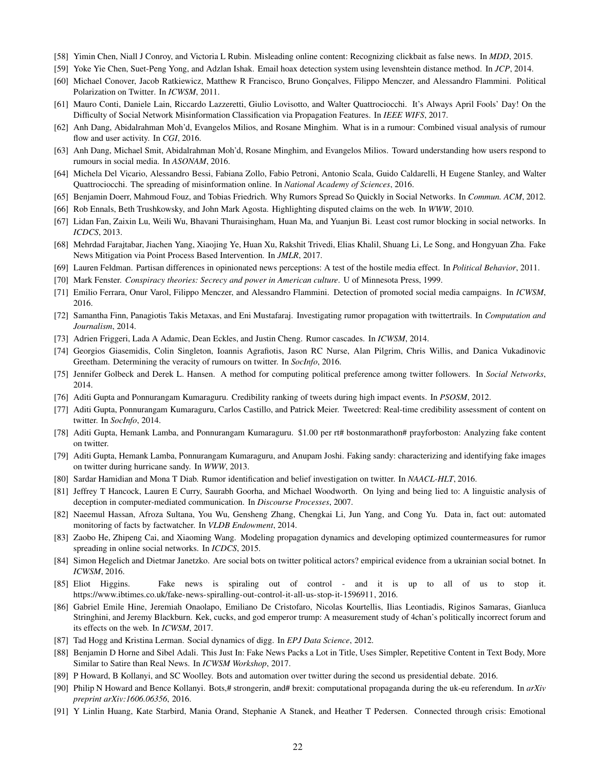[58] Yimin Chen, Niall J Conroy, and Victoria L Rubin. Misleading online content: Recognizing clickbait as false news. In *MDD*, 2015.

[59] Yoke Yie Chen, Suet-Peng Yong, and Adzlan Ishak. Email hoax detection system using levenshtein distance method. In *JCP*, 2014.

[60] Michael Conover, Jacob Ratkiewicz, Matthew R Francisco, Bruno Gonçalves, Filippo Menczer, and Alessandro Flammini. Political Polarization on Twitter. In *ICWSM*, 2011.

[61] Mauro Conti, Daniele Lain, Riccardo Lazzeretti, Giulio Lovisotto, and Walter Quattrociocchi. It's Always April Fools' Day! On the Difficulty of Social Network Misinformation Classification via Propagation Features. In *IEEE WIFS*, 2017.

[62] Anh Dang, Abidalrahman Moh'd, Evangelos Milios, and Rosane Minghim. What is in a rumour: Combined visual analysis of rumour flow and user activity. In *CGI*, 2016.

[63] Anh Dang, Michael Smit, Abidalrahman Moh'd, Rosane Minghim, and Evangelos Milios. Toward understanding how users respond to rumours in social media. In *ASONAM*, 2016.

[64] Michela Del Vicario, Alessandro Bessi, Fabiana Zollo, Fabio Petroni, Antonio Scala, Guido Caldarelli, H Eugene Stanley, and Walter Quattrociocchi. The spreading of misinformation online. In *National Academy of Sciences*, 2016.

[65] Benjamin Doerr, Mahmoud Fouz, and Tobias Friedrich. Why Rumors Spread So Quickly in Social Networks. In *Commun. ACM*, 2012.

[66] Rob Ennals, Beth Trushkowsky, and John Mark Agosta. Highlighting disputed claims on the web. In *WWW*, 2010.

[67] Lidan Fan, Zaixin Lu, Weili Wu, Bhavani Thuraisingham, Huan Ma, and Yuanjun Bi. Least cost rumor blocking in social networks. In *ICDCS*, 2013.

[68] Mehrdad Farajtabar, Jiachen Yang, Xiaojing Ye, Huan Xu, Rakshit Trivedi, Elias Khalil, Shuang Li, Le Song, and Hongyuan Zha. Fake News Mitigation via Point Process Based Intervention. In *JMLR*, 2017.

[69] Lauren Feldman. Partisan differences in opinionated news perceptions: A test of the hostile media effect. In *Political Behavior*, 2011.

[70] Mark Fenster. *Conspiracy theories: Secrecy and power in American culture*. U of Minnesota Press, 1999.

[71] Emilio Ferrara, Onur Varol, Filippo Menczer, and Alessandro Flammini. Detection of promoted social media campaigns. In *ICWSM*, 2016.

[72] Samantha Finn, Panagiotis Takis Metaxas, and Eni Mustafaraj. Investigating rumor propagation with twittertrails. In *Computation and Journalism*, 2014.

[73] Adrien Friggeri, Lada A Adamic, Dean Eckles, and Justin Cheng. Rumor cascades. In *ICWSM*, 2014.

[74] Georgios Giasemidis, Colin Singleton, Ioannis Agrafiotis, Jason RC Nurse, Alan Pilgrim, Chris Willis, and Danica Vukadinovic Greetham. Determining the veracity of rumours on twitter. In *SocInfo*, 2016.

[75] Jennifer Golbeck and Derek L. Hansen. A method for computing political preference among twitter followers. In *Social Networks*, 2014.

[76] Aditi Gupta and Ponnurangam Kumaraguru. Credibility ranking of tweets during high impact events. In *PSOSM*, 2012.

[77] Aditi Gupta, Ponnurangam Kumaraguru, Carlos Castillo, and Patrick Meier. Tweetcred: Real-time credibility assessment of content on twitter. In *SocInfo*, 2014.

[78] Aditi Gupta, Hemank Lamba, and Ponnurangam Kumaraguru. $1.00 per rt# bostonmarathon# prayforboston: Analyzing fake content on twitter.

[79] Aditi Gupta, Hemank Lamba, Ponnurangam Kumaraguru, and Anupam Joshi. Faking sandy: characterizing and identifying fake images on twitter during hurricane sandy. In *WWW*, 2013.

[80] Sardar Hamidian and Mona T Diab. Rumor identification and belief investigation on twitter. In *NAACL-HLT*, 2016.

[81] Jeffrey T Hancock, Lauren E Curry, Saurabh Goorha, and Michael Woodworth. On lying and being lied to: A linguistic analysis of deception in computer-mediated communication. In *Discourse Processes*, 2007.

[82] Naeemul Hassan, Afroza Sultana, You Wu, Gensheng Zhang, Chengkai Li, Jun Yang, and Cong Yu. Data in, fact out: automated monitoring of facts by factwatcher. In *VLDB Endowment*, 2014.

[83] Zaobo He, Zhipeng Cai, and Xiaoming Wang. Modeling propagation dynamics and developing optimized countermeasures for rumor spreading in online social networks. In *ICDCS*, 2015.

[84] Simon Hegelich and Dietmar Janetzko. Are social bots on twitter political actors? empirical evidence from a ukrainian social botnet. In *ICWSM*, 2016.

[85] Eliot Higgins. Fake news is spiraling out of control - and it is up to all of us to stop it. https://www.ibtimes.co.uk/fake-news-spiralling-out-control-it-all-us-stop-it-1596911, 2016.

[86] Gabriel Emile Hine, Jeremiah Onaolapo, Emiliano De Cristofaro, Nicolas Kourtellis, Ilias Leontiadis, Riginos Samaras, Gianluca Stringhini, and Jeremy Blackburn. Kek, cucks, and god emperor trump: A measurement study of 4chan's politically incorrect forum and its effects on the web. In *ICWSM*, 2017.

[87] Tad Hogg and Kristina Lerman. Social dynamics of digg. In *EPJ Data Science*, 2012.

[88] Benjamin D Horne and Sibel Adali. This Just In: Fake News Packs a Lot in Title, Uses Simpler, Repetitive Content in Text Body, More Similar to Satire than Real News. In *ICWSM Workshop*, 2017.

[89] P Howard, B Kollanyi, and SC Woolley. Bots and automation over twitter during the second us presidential debate. 2016.

[90] Philip N Howard and Bence Kollanyi. Bots,# strongerin, and# brexit: computational propaganda during the uk-eu referendum. In *arXiv preprint arXiv:1606.06356*, 2016.

[91] Y Linlin Huang, Kate Starbird, Mania Orand, Stephanie A Stanek, and Heather T Pedersen. Connected through crisis: Emotional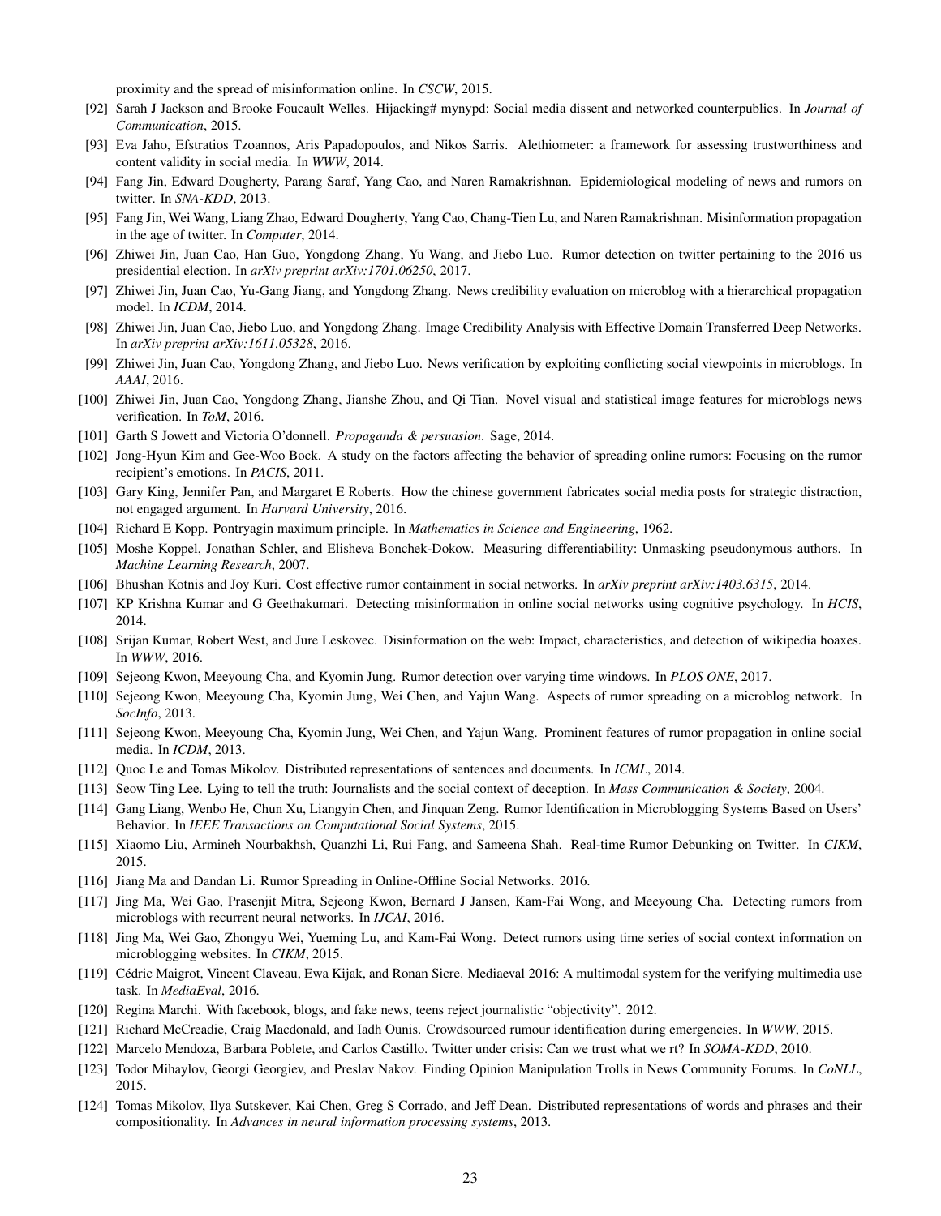proximity and the spread of misinformation online. In *CSCW*, 2015.

[92] Sarah J Jackson and Brooke Foucault Welles. Hijacking# mynypd: Social media dissent and networked counterpublics. In *Journal of Communication*, 2015.

[93] Eva Jaho, Efstratios Tzoannos, Aris Papadopoulos, and Nikos Sarris. Alethiometer: a framework for assessing trustworthiness and content validity in social media. In *WWW*, 2014.

[94] Fang Jin, Edward Dougherty, Parang Saraf, Yang Cao, and Naren Ramakrishnan. Epidemiological modeling of news and rumors on twitter. In *SNA-KDD*, 2013.

[95] Fang Jin, Wei Wang, Liang Zhao, Edward Dougherty, Yang Cao, Chang-Tien Lu, and Naren Ramakrishnan. Misinformation propagation in the age of twitter. In *Computer*, 2014.

[96] Zhiwei Jin, Juan Cao, Han Guo, Yongdong Zhang, Yu Wang, and Jiebo Luo. Rumor detection on twitter pertaining to the 2016 us presidential election. In *arXiv preprint arXiv:1701.06250*, 2017.

[97] Zhiwei Jin, Juan Cao, Yu-Gang Jiang, and Yongdong Zhang. News credibility evaluation on microblog with a hierarchical propagation model. In *ICDM*, 2014.

[98] Zhiwei Jin, Juan Cao, Jiebo Luo, and Yongdong Zhang. Image Credibility Analysis with Effective Domain Transferred Deep Networks. In *arXiv preprint arXiv:1611.05328*, 2016.

[99] Zhiwei Jin, Juan Cao, Yongdong Zhang, and Jiebo Luo. News verification by exploiting conflicting social viewpoints in microblogs. In *AAAI*, 2016.

[100] Zhiwei Jin, Juan Cao, Yongdong Zhang, Jianshe Zhou, and Qi Tian. Novel visual and statistical image features for microblogs news verification. In *ToM*, 2016.

[101] Garth S Jowett and Victoria O'donnell. *Propaganda & persuasion*. Sage, 2014.

[102] Jong-Hyun Kim and Gee-Woo Bock. A study on the factors affecting the behavior of spreading online rumors: Focusing on the rumor recipient's emotions. In *PACIS*, 2011.

[103] Gary King, Jennifer Pan, and Margaret E Roberts. How the chinese government fabricates social media posts for strategic distraction, not engaged argument. In *Harvard University*, 2016.

[104] Richard E Kopp. Pontryagin maximum principle. In *Mathematics in Science and Engineering*, 1962.

[105] Moshe Koppel, Jonathan Schler, and Elisheva Bonchek-Dokow. Measuring differentiability: Unmasking pseudonymous authors. In *Machine Learning Research*, 2007.

[106] Bhushan Kotnis and Joy Kuri. Cost effective rumor containment in social networks. In *arXiv preprint arXiv:1403.6315*, 2014.

[107] KP Krishna Kumar and G Geethakumari. Detecting misinformation in online social networks using cognitive psychology. In *HCIS*, 2014.

[108] Srijan Kumar, Robert West, and Jure Leskovec. Disinformation on the web: Impact, characteristics, and detection of wikipedia hoaxes. In *WWW*, 2016.

[109] Sejeong Kwon, Meeyoung Cha, and Kyomin Jung. Rumor detection over varying time windows. In *PLOS ONE*, 2017.

[110] Sejeong Kwon, Meeyoung Cha, Kyomin Jung, Wei Chen, and Yajun Wang. Aspects of rumor spreading on a microblog network. In *SocInfo*, 2013.

[111] Sejeong Kwon, Meeyoung Cha, Kyomin Jung, Wei Chen, and Yajun Wang. Prominent features of rumor propagation in online social media. In *ICDM*, 2013.

[112] Quoc Le and Tomas Mikolov. Distributed representations of sentences and documents. In *ICML*, 2014.

[113] Seow Ting Lee. Lying to tell the truth: Journalists and the social context of deception. In *Mass Communication & Society*, 2004.

[114] Gang Liang, Wenbo He, Chun Xu, Liangyin Chen, and Jinquan Zeng. Rumor Identification in Microblogging Systems Based on Users' Behavior. In *IEEE Transactions on Computational Social Systems*, 2015.

[115] Xiaomo Liu, Armineh Nourbakhsh, Quanzhi Li, Rui Fang, and Sameena Shah. Real-time Rumor Debunking on Twitter. In *CIKM*, 2015.

[116] Jiang Ma and Dandan Li. Rumor Spreading in Online-Offline Social Networks. 2016.

[117] Jing Ma, Wei Gao, Prasenjit Mitra, Sejeong Kwon, Bernard J Jansen, Kam-Fai Wong, and Meeyoung Cha. Detecting rumors from microblogs with recurrent neural networks. In *IJCAI*, 2016.

[118] Jing Ma, Wei Gao, Zhongyu Wei, Yueming Lu, and Kam-Fai Wong. Detect rumors using time series of social context information on microblogging websites. In *CIKM*, 2015.

[119] Cédric Maigrot, Vincent Claveau, Ewa Kijak, and Ronan Sicre. Mediaeval 2016: A multimodal system for the verifying multimedia use task. In *MediaEval*, 2016.

[120] Regina Marchi. With facebook, blogs, and fake news, teens reject journalistic "objectivity". 2012.

[121] Richard McCreadie, Craig Macdonald, and Iadh Ounis. Crowdsourced rumour identification during emergencies. In *WWW*, 2015.

[122] Marcelo Mendoza, Barbara Poblete, and Carlos Castillo. Twitter under crisis: Can we trust what we rt? In *SOMA-KDD*, 2010.

[123] Todor Mihaylov, Georgi Georgiev, and Preslav Nakov. Finding Opinion Manipulation Trolls in News Community Forums. In *CoNLL*, 2015.

[124] Tomas Mikolov, Ilya Sutskever, Kai Chen, Greg S Corrado, and Jeff Dean. Distributed representations of words and phrases and their compositionality. In *Advances in neural information processing systems*, 2013.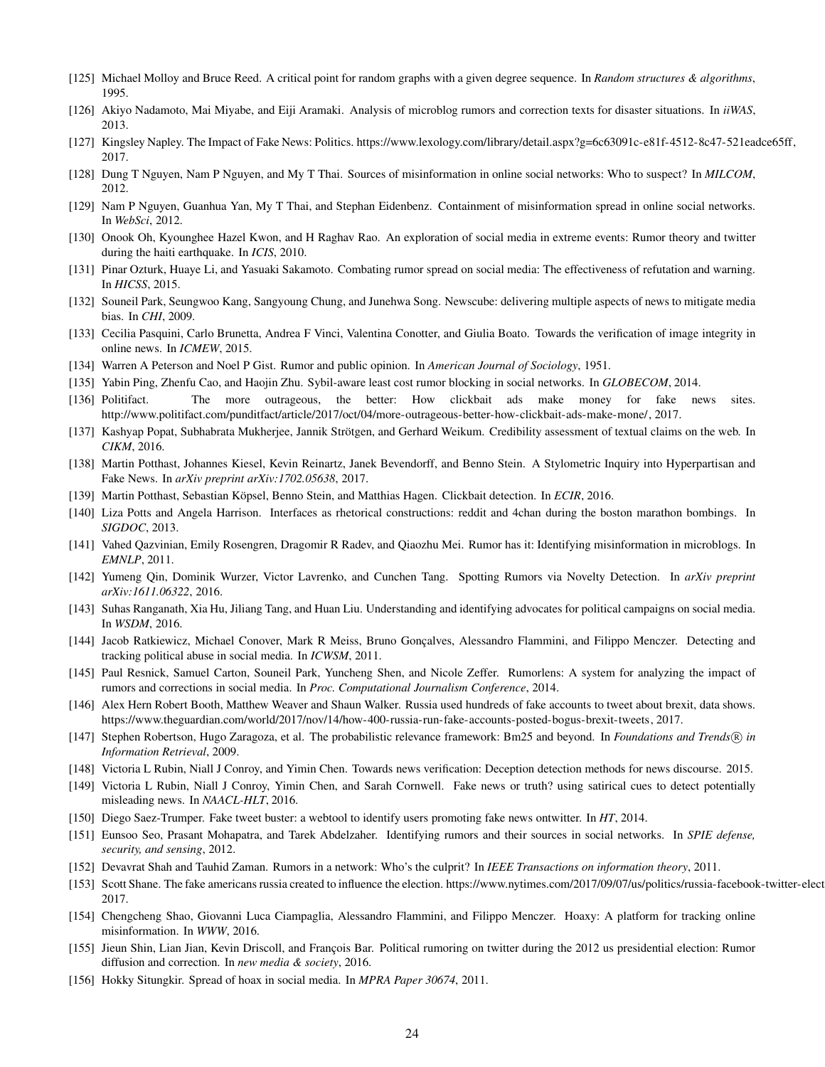[125] Michael Molloy and Bruce Reed. A critical point for random graphs with a given degree sequence. In *Random structures & algorithms*, 1995.

[126] Akiyo Nadamoto, Mai Miyabe, and Eiji Aramaki. Analysis of microblog rumors and correction texts for disaster situations. In *iiWAS*, 2013.

[127] Kingsley Napley. The Impact of Fake News: Politics. https://www.lexology.com/library/detail.aspx?g=6c63091c-e81f-4512-8c47-521eadce65ff, 2017.

[128] Dung T Nguyen, Nam P Nguyen, and My T Thai. Sources of misinformation in online social networks: Who to suspect? In *MILCOM*, 2012.

[129] Nam P Nguyen, Guanhua Yan, My T Thai, and Stephan Eidenbenz. Containment of misinformation spread in online social networks. In *WebSci*, 2012.

[130] Onook Oh, Kyounghee Hazel Kwon, and H Raghav Rao. An exploration of social media in extreme events: Rumor theory and twitter during the haiti earthquake. In *ICIS*, 2010.

[131] Pinar Ozturk, Huaye Li, and Yasuaki Sakamoto. Combating rumor spread on social media: The effectiveness of refutation and warning. In *HICSS*, 2015.

[132] Souneil Park, Seungwoo Kang, Sangyoung Chung, and Junehwa Song. Newscube: delivering multiple aspects of news to mitigate media bias. In *CHI*, 2009.

[133] Cecilia Pasquini, Carlo Brunetta, Andrea F Vinci, Valentina Conotter, and Giulia Boato. Towards the verification of image integrity in online news. In *ICMEW*, 2015.

[134] Warren A Peterson and Noel P Gist. Rumor and public opinion. In *American Journal of Sociology*, 1951.

[135] Yabin Ping, Zhenfu Cao, and Haojin Zhu. Sybil-aware least cost rumor blocking in social networks. In *GLOBECOM*, 2014.

[136] Politifact. The more outrageous, the better: How clickbait ads make money for fake news sites. http://www.politifact.com/punditfact/article/2017/oct/04/more-outrageous-better-how-clickbait-ads-make-mone/, 2017.

[137] Kashyap Popat, Subhabrata Mukherjee, Jannik Strötgen, and Gerhard Weikum. Credibility assessment of textual claims on the web. In *CIKM*, 2016.

[138] Martin Potthast, Johannes Kiesel, Kevin Reinartz, Janek Bevendorff, and Benno Stein. A Stylometric Inquiry into Hyperpartisan and Fake News. In *arXiv preprint arXiv:1702.05638*, 2017.

[139] Martin Potthast, Sebastian Köpsel, Benno Stein, and Matthias Hagen. Clickbait detection. In *ECIR*, 2016.

[140] Liza Potts and Angela Harrison. Interfaces as rhetorical constructions: reddit and 4chan during the boston marathon bombings. In *SIGDOC*, 2013.

[141] Vahed Qazvinian, Emily Rosengren, Dragomir R Radev, and Qiaozhu Mei. Rumor has it: Identifying misinformation in microblogs. In *EMNLP*, 2011.

[142] Yumeng Qin, Dominik Wurzer, Victor Lavrenko, and Cunchen Tang. Spotting Rumors via Novelty Detection. In *arXiv preprint arXiv:1611.06322*, 2016.

[143] Suhas Ranganath, Xia Hu, Jiliang Tang, and Huan Liu. Understanding and identifying advocates for political campaigns on social media. In *WSDM*, 2016.

[144] Jacob Ratkiewicz, Michael Conover, Mark R Meiss, Bruno Gonçalves, Alessandro Flammini, and Filippo Menczer. Detecting and tracking political abuse in social media. In *ICWSM*, 2011.

[145] Paul Resnick, Samuel Carton, Souneil Park, Yuncheng Shen, and Nicole Zeffer. Rumorlens: A system for analyzing the impact of rumors and corrections in social media. In *Proc. Computational Journalism Conference*, 2014.

[146] Alex Hern Robert Booth, Matthew Weaver and Shaun Walker. Russia used hundreds of fake accounts to tweet about brexit, data shows. https://www.theguardian.com/world/2017/nov/14/how-400-russia-run-fake-accounts-posted-bogus-brexit-tweets, 2017.

[147] Stephen Robertson, Hugo Zaragoza, et al. The probabilistic relevance framework: Bm25 and beyond. In *Foundations and Trends® in Information Retrieval*, 2009.

[148] Victoria L Rubin, Niall J Conroy, and Yimin Chen. Towards news verification: Deception detection methods for news discourse. 2015.

[149] Victoria L Rubin, Niall J Conroy, Yimin Chen, and Sarah Cornwell. Fake news or truth? using satirical cues to detect potentially misleading news. In *NAACL-HLT*, 2016.

[150] Diego Saez-Trumper. Fake tweet buster: a webtool to identify users promoting fake news ontwitter. In *HT*, 2014.

[151] Eunsoo Seo, Prasant Mohapatra, and Tarek Abdelzaher. Identifying rumors and their sources in social networks. In *SPIE defense, security, and sensing*, 2012.

[152] Devavrat Shah and Tauhid Zaman. Rumors in a network: Who's the culprit? In *IEEE Transactions on information theory*, 2011.

[153] Scott Shane. The fake americans russia created to influence the election. https://www.nytimes.com/2017/09/07/us/politics/russia-facebook-twitter-elect 2017.

[154] Chengcheng Shao, Giovanni Luca Ciampaglia, Alessandro Flammini, and Filippo Menczer. Hoaxy: A platform for tracking online misinformation. In *WWW*, 2016.

[155] Jieun Shin, Lian Jian, Kevin Driscoll, and François Bar. Political rumoring on twitter during the 2012 us presidential election: Rumor diffusion and correction. In *new media & society*, 2016.

[156] Hokky Situngkir. Spread of hoax in social media. In *MPRA Paper 30674*, 2011.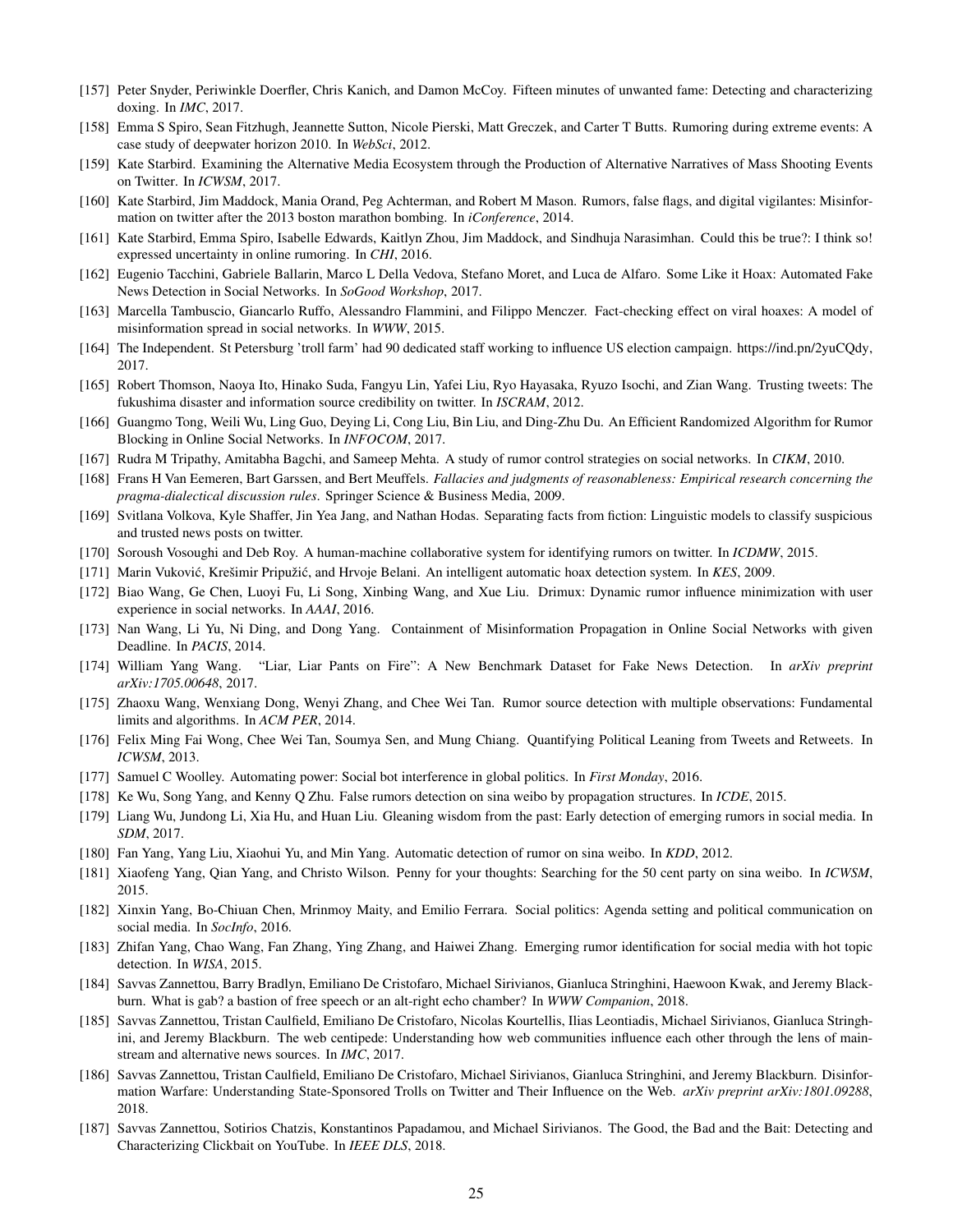[157] Peter Snyder, Periwinkle Doerfler, Chris Kanich, and Damon McCoy. Fifteen minutes of unwanted fame: Detecting and characterizing doxing. In *IMC*, 2017.

[158] Emma S Spiro, Sean Fitzhugh, Jeannette Sutton, Nicole Pierski, Matt Greczek, and Carter T Butts. Rumoring during extreme events: A case study of deepwater horizon 2010. In *WebSci*, 2012.

[159] Kate Starbird. Examining the Alternative Media Ecosystem through the Production of Alternative Narratives of Mass Shooting Events on Twitter. In *ICWSM*, 2017.

[160] Kate Starbird, Jim Maddock, Mania Orand, Peg Achterman, and Robert M Mason. Rumors, false flags, and digital vigilantes: Misinformation on twitter after the 2013 boston marathon bombing. In *iConference*, 2014.

[161] Kate Starbird, Emma Spiro, Isabelle Edwards, Kaitlyn Zhou, Jim Maddock, and Sindhuja Narasimhan. Could this be true?: I think so! expressed uncertainty in online rumoring. In *CHI*, 2016.

[162] Eugenio Tacchini, Gabriele Ballarin, Marco L Della Vedova, Stefano Moret, and Luca de Alfaro. Some Like it Hoax: Automated Fake News Detection in Social Networks. In *SoGood Workshop*, 2017.

[163] Marcella Tambuscio, Giancarlo Ruffo, Alessandro Flammini, and Filippo Menczer. Fact-checking effect on viral hoaxes: A model of misinformation spread in social networks. In *WWW*, 2015.

[164] The Independent. St Petersburg 'troll farm' had 90 dedicated staff working to influence US election campaign. https://ind.pn/2yuCQdy, 2017.

[165] Robert Thomson, Naoya Ito, Hinako Suda, Fangyu Lin, Yafei Liu, Ryo Hayasaka, Ryuzo Isochi, and Zian Wang. Trusting tweets: The fukushima disaster and information source credibility on twitter. In *ISCRAM*, 2012.

[166] Guangmo Tong, Weili Wu, Ling Guo, Deying Li, Cong Liu, Bin Liu, and Ding-Zhu Du. An Efficient Randomized Algorithm for Rumor Blocking in Online Social Networks. In *INFOCOM*, 2017.

[167] Rudra M Tripathy, Amitabha Bagchi, and Sameep Mehta. A study of rumor control strategies on social networks. In *CIKM*, 2010.

[168] Frans H Van Eemeren, Bart Garssen, and Bert Meuffels. *Fallacies and judgments of reasonableness: Empirical research concerning the pragma-dialectical discussion rules*. Springer Science & Business Media, 2009.

[169] Svitlana Volkova, Kyle Shaffer, Jin Yea Jang, and Nathan Hodas. Separating facts from fiction: Linguistic models to classify suspicious and trusted news posts on twitter.

[170] Soroush Vosoughi and Deb Roy. A human-machine collaborative system for identifying rumors on twitter. In *ICDMW*, 2015.

[171] Marin Vuković, Krešimir Pripužić, and Hrvoje Belani. An intelligent automatic hoax detection system. In *KES*, 2009.

[172] Biao Wang, Ge Chen, Luoyi Fu, Li Song, Xinbing Wang, and Xue Liu. Drimux: Dynamic rumor influence minimization with user experience in social networks. In *AAAI*, 2016.

[173] Nan Wang, Li Yu, Ni Ding, and Dong Yang. Containment of Misinformation Propagation in Online Social Networks with given Deadline. In *PACIS*, 2014.

[174] William Yang Wang. "Liar, Liar Pants on Fire": A New Benchmark Dataset for Fake News Detection. In *arXiv preprint arXiv:1705.00648*, 2017.

[175] Zhaoxu Wang, Wenxiang Dong, Wenyi Zhang, and Chee Wei Tan. Rumor source detection with multiple observations: Fundamental limits and algorithms. In *ACM PER*, 2014.

[176] Felix Ming Fai Wong, Chee Wei Tan, Soumya Sen, and Mung Chiang. Quantifying Political Leaning from Tweets and Retweets. In *ICWSM*, 2013.

[177] Samuel C Woolley. Automating power: Social bot interference in global politics. In *First Monday*, 2016.

[178] Ke Wu, Song Yang, and Kenny Q Zhu. False rumors detection on sina weibo by propagation structures. In *ICDE*, 2015.

[179] Liang Wu, Jundong Li, Xia Hu, and Huan Liu. Gleaning wisdom from the past: Early detection of emerging rumors in social media. In *SDM*, 2017.

[180] Fan Yang, Yang Liu, Xiaohui Yu, and Min Yang. Automatic detection of rumor on sina weibo. In *KDD*, 2012.

[181] Xiaofeng Yang, Qian Yang, and Christo Wilson. Penny for your thoughts: Searching for the 50 cent party on sina weibo. In *ICWSM*, 2015.

[182] Xinxin Yang, Bo-Chiuan Chen, Mrinmoy Maity, and Emilio Ferrara. Social politics: Agenda setting and political communication on social media. In *SocInfo*, 2016.

[183] Zhifan Yang, Chao Wang, Fan Zhang, Ying Zhang, and Haiwei Zhang. Emerging rumor identification for social media with hot topic detection. In *WISA*, 2015.

[184] Savvas Zannettou, Barry Bradlyn, Emiliano De Cristofaro, Michael Sirivianos, Gianluca Stringhini, Haewoon Kwak, and Jeremy Blackburn. What is gab? a bastion of free speech or an alt-right echo chamber? In *WWW Companion*, 2018.

[185] Savvas Zannettou, Tristan Caulfield, Emiliano De Cristofaro, Nicolas Kourtellis, Ilias Leontiadis, Michael Sirivianos, Gianluca Stringhini, and Jeremy Blackburn. The web centipede: Understanding how web communities influence each other through the lens of mainstream and alternative news sources. In *IMC*, 2017.

[186] Savvas Zannettou, Tristan Caulfield, Emiliano De Cristofaro, Michael Sirivianos, Gianluca Stringhini, and Jeremy Blackburn. Disinformation Warfare: Understanding State-Sponsored Trolls on Twitter and Their Influence on the Web. *arXiv preprint arXiv:1801.09288*, 2018.

[187] Savvas Zannettou, Sotirios Chatzis, Konstantinos Papadamou, and Michael Sirivianos. The Good, the Bad and the Bait: Detecting and Characterizing Clickbait on YouTube. In *IEEE DLS*, 2018.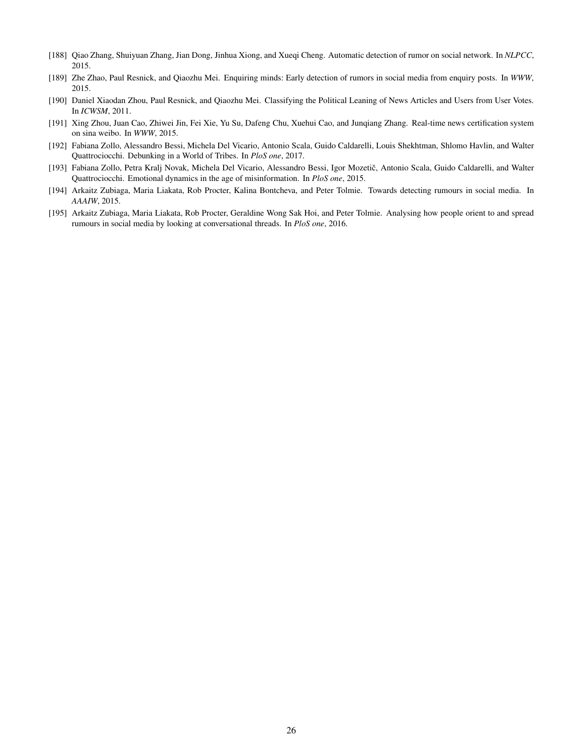[188] Qiao Zhang, Shuiyuan Zhang, Jian Dong, Jinhua Xiong, and Xueqi Cheng. Automatic detection of rumor on social network. In *NLPCC*, 2015.

[189] Zhe Zhao, Paul Resnick, and Qiaozhu Mei. Enquiring minds: Early detection of rumors in social media from enquiry posts. In *WWW*, 2015.

[190] Daniel Xiaodan Zhou, Paul Resnick, and Qiaozhu Mei. Classifying the Political Leaning of News Articles and Users from User Votes. In *ICWSM*, 2011.

[191] Xing Zhou, Juan Cao, Zhiwei Jin, Fei Xie, Yu Su, Dafeng Chu, Xuehui Cao, and Junqiang Zhang. Real-time news certification system on sina weibo. In *WWW*, 2015.

[192] Fabiana Zollo, Alessandro Bessi, Michela Del Vicario, Antonio Scala, Guido Caldarelli, Louis Shekhtman, Shlomo Havlin, and Walter Quattrociocchi. Debunking in a World of Tribes. In *PloS one*, 2017.

[193] Fabiana Zollo, Petra Kralj Novak, Michela Del Vicario, Alessandro Bessi, Igor Mozetič, Antonio Scala, Guido Caldarelli, and Walter Quattrociocchi. Emotional dynamics in the age of misinformation. In *PloS one*, 2015.

[194] Arkaitz Zubiaga, Maria Liakata, Rob Procter, Kalina Bontcheva, and Peter Tolmie. Towards detecting rumours in social media. In *AAAIW*, 2015.

[195] Arkaitz Zubiaga, Maria Liakata, Rob Procter, Geraldine Wong Sak Hoi, and Peter Tolmie. Analysing how people orient to and spread rumours in social media by looking at conversational threads. In *PloS one*, 2016.